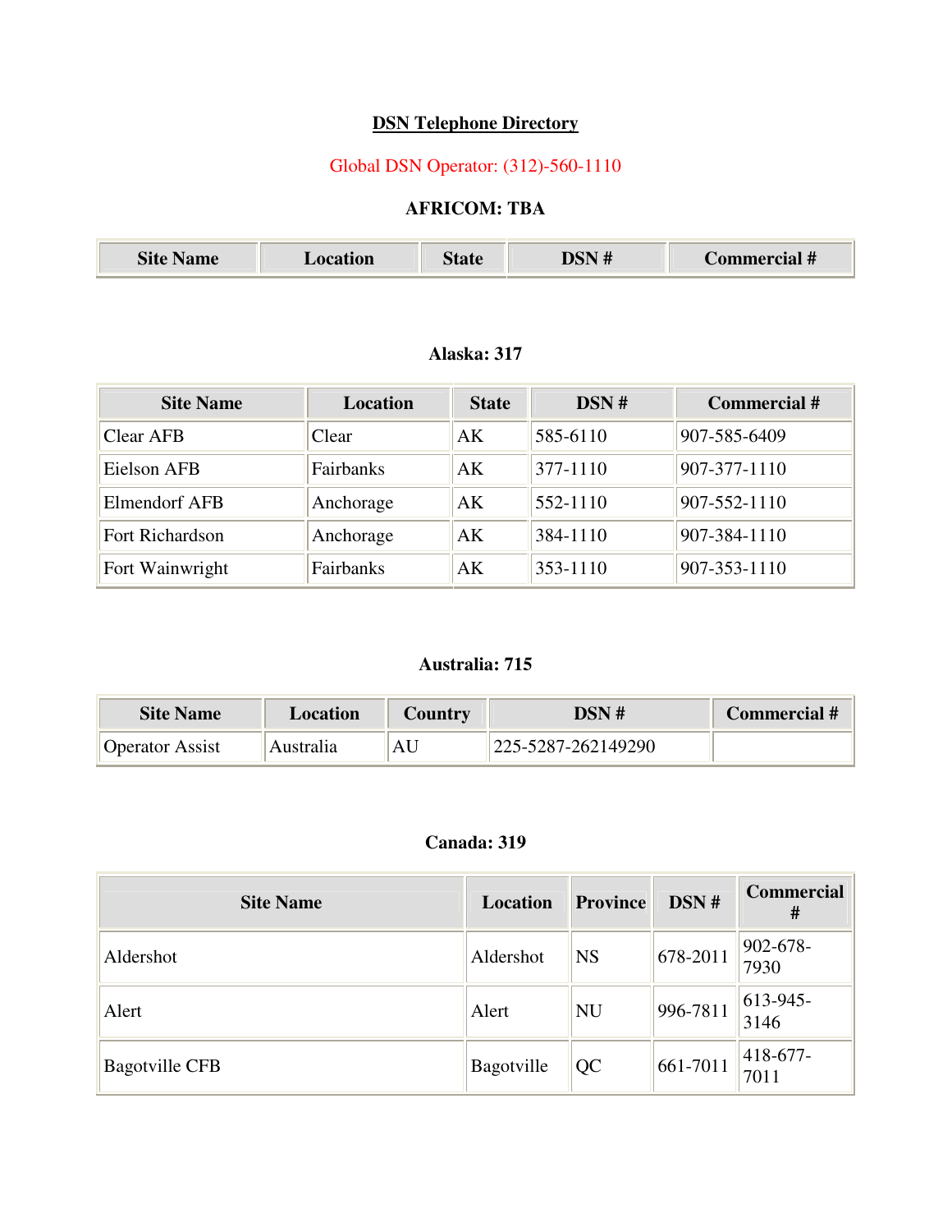# DSN Telephone Directory

Global DSN Operator: (312)-560-1110

### AFRICOM: TBA

| Site Name | Location | State | DSN # | Commercial # |
|---|---|---|---|---|

### Alaska: 317

| Site Name | Location | State | DSN # | Commercial # |
|---|---|---|---|---|
| Clear AFB | Clear | AK | 585-6110 | 907-585-6409 |
| Eielson AFB | Fairbanks | AK | 377-1110 | 907-377-1110 |
| Elmendorf AFB | Anchorage | AK | 552-1110 | 907-552-1110 |
| Fort Richardson | Anchorage | AK | 384-1110 | 907-384-1110 |
| Fort Wainwright | Fairbanks | AK | 353-1110 | 907-353-1110 |

### Australia: 715

| Site Name | Location | Country | DSN # | Commercial # |
|---|---|---|---|---|
| Operator Assist | Australia | AU | 225-5287-262149290 | |

### Canada: 319

| Site Name | Location | Province | DSN # | Commercial # |
|---|---|---|---|---|
| Aldershot | Aldershot | NS | 678-2011 | 902-678-7930 |
| Alert | Alert | NU | 996-7811 | 613-945-3146 |
| Bagotville CFB | Bagotville | QC | 661-7011 | 418-677-7011 |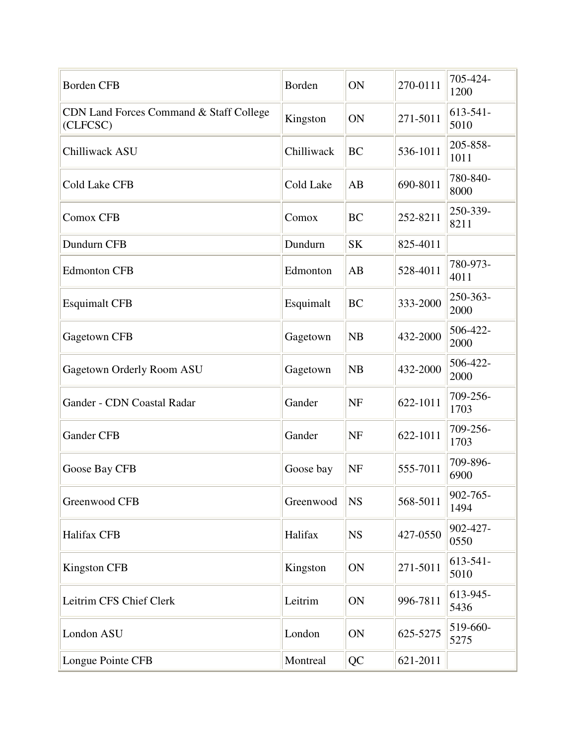| Borden CFB | Borden | ON | 270-0111 | 705-424-1200 |
|---|---|---|---|---|
| CDN Land Forces Command & Staff College (CLFCSC) | Kingston | ON | 271-5011 | 613-541-5010 |
| Chilliwack ASU | Chilliwack | BC | 536-1011 | 205-858-1011 |
| Cold Lake CFB | Cold Lake | AB | 690-8011 | 780-840-8000 |
| Comox CFB | Comox | BC | 252-8211 | 250-339-8211 |
| Dundurn CFB | Dundurn | SK | 825-4011 | |
| Edmonton CFB | Edmonton | AB | 528-4011 | 780-973-4011 |
| Esquimalt CFB | Esquimalt | BC | 333-2000 | 250-363-2000 |
| Gagetown CFB | Gagetown | NB | 432-2000 | 506-422-2000 |
| Gagetown Orderly Room ASU | Gagetown | NB | 432-2000 | 506-422-2000 |
| Gander - CDN Coastal Radar | Gander | NF | 622-1011 | 709-256-1703 |
| Gander CFB | Gander | NF | 622-1011 | 709-256-1703 |
| Goose Bay CFB | Goose bay | NF | 555-7011 | 709-896-6900 |
| Greenwood CFB | Greenwood | NS | 568-5011 | 902-765-1494 |
| Halifax CFB | Halifax | NS | 427-0550 | 902-427-0550 |
| Kingston CFB | Kingston | ON | 271-5011 | 613-541-5010 |
| Leitrim CFS Chief Clerk | Leitrim | ON | 996-7811 | 613-945-5436 |
| London ASU | London | ON | 625-5275 | 519-660-5275 |
| Longue Pointe CFB | Montreal | QC | 621-2011 | |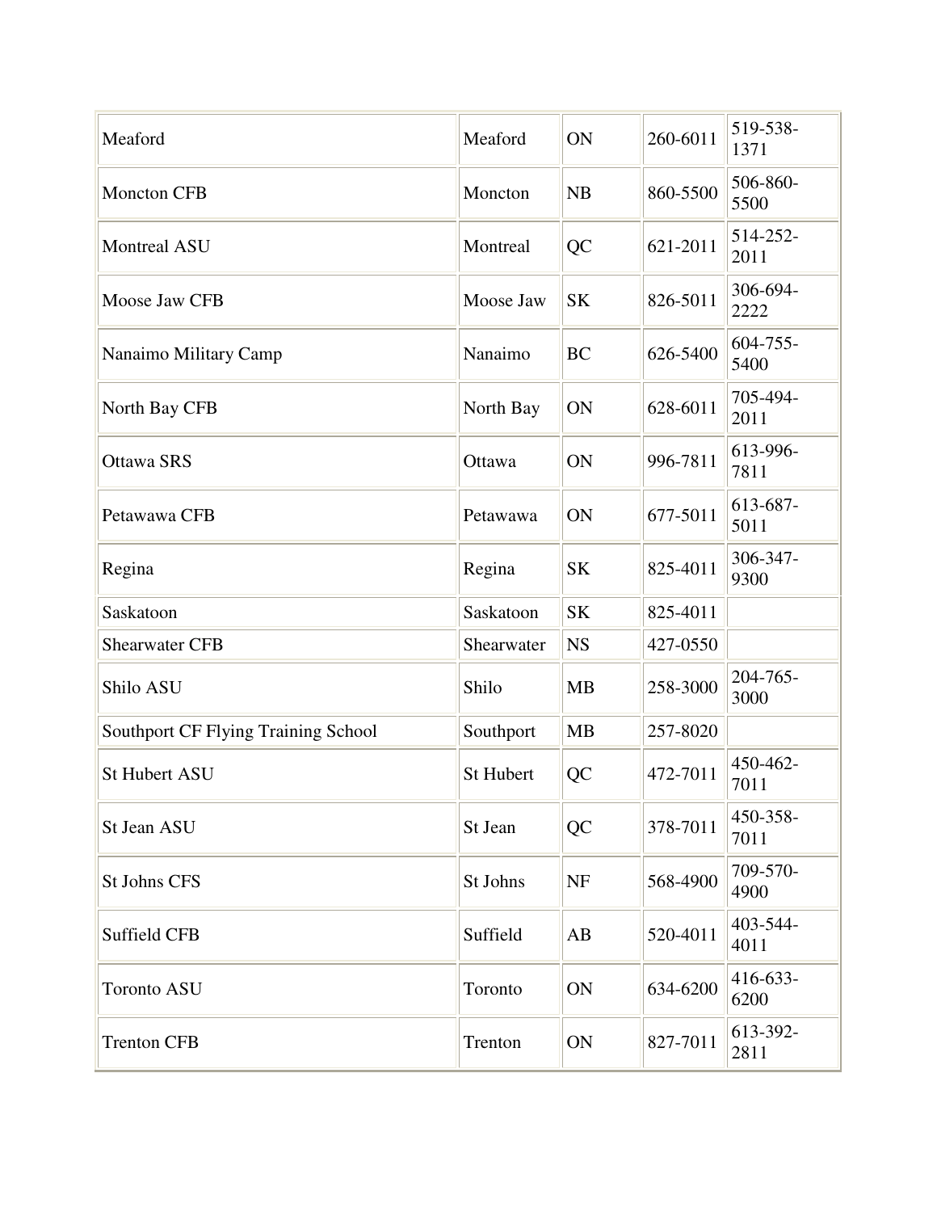| | | | | |
|---|---|---|---|---|
| Meaford | Meaford | ON | 260-6011 | 519-538-1371 |
| Moncton CFB | Moncton | NB | 860-5500 | 506-860-5500 |
| Montreal ASU | Montreal | QC | 621-2011 | 514-252-2011 |
| Moose Jaw CFB | Moose Jaw | SK | 826-5011 | 306-694-2222 |
| Nanaimo Military Camp | Nanaimo | BC | 626-5400 | 604-755-5400 |
| North Bay CFB | North Bay | ON | 628-6011 | 705-494-2011 |
| Ottawa SRS | Ottawa | ON | 996-7811 | 613-996-7811 |
| Petawawa CFB | Petawawa | ON | 677-5011 | 613-687-5011 |
| Regina | Regina | SK | 825-4011 | 306-347-9300 |
| Saskatoon | Saskatoon | SK | 825-4011 | |
| Shearwater CFB | Shearwater | NS | 427-0550 | |
| Shilo ASU | Shilo | MB | 258-3000 | 204-765-3000 |
| Southport CF Flying Training School | Southport | MB | 257-8020 | |
| St Hubert ASU | St Hubert | QC | 472-7011 | 450-462-7011 |
| St Jean ASU | St Jean | QC | 378-7011 | 450-358-7011 |
| St Johns CFS | St Johns | NF | 568-4900 | 709-570-4900 |
| Suffield CFB | Suffield | AB | 520-4011 | 403-544-4011 |
| Toronto ASU | Toronto | ON | 634-6200 | 416-633-6200 |
| Trenton CFB | Trenton | ON | 827-7011 | 613-392-2811 |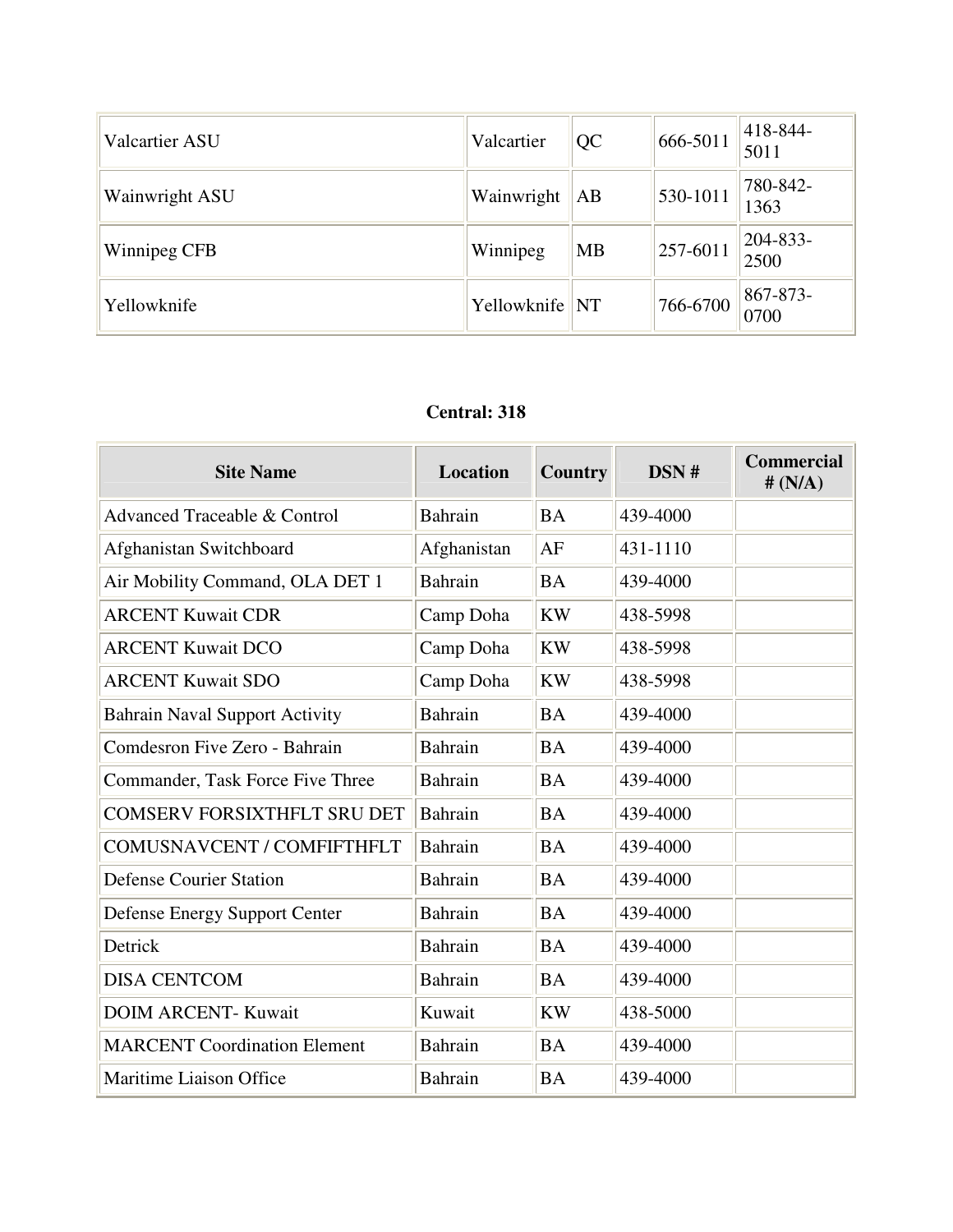| | | | | |
|---|---|---|---|---|
| Valcartier ASU | Valcartier | QC | 666-5011 | 418-844-5011 |
| Wainwright ASU | Wainwright | AB | 530-1011 | 780-842-1363 |
| Winnipeg CFB | Winnipeg | MB | 257-6011 | 204-833-2500 |
| Yellowknife | Yellowknife | NT | 766-6700 | 867-873-0700 |

**Central: 318**

| Site Name | Location | Country | DSN # | Commercial # (N/A) |
|---|---|---|---|---|
| Advanced Traceable & Control | Bahrain | BA | 439-4000 | |
| Afghanistan Switchboard | Afghanistan | AF | 431-1110 | |
| Air Mobility Command, OLA DET 1 | Bahrain | BA | 439-4000 | |
| ARCENT Kuwait CDR | Camp Doha | KW | 438-5998 | |
| ARCENT Kuwait DCO | Camp Doha | KW | 438-5998 | |
| ARCENT Kuwait SDO | Camp Doha | KW | 438-5998 | |
| Bahrain Naval Support Activity | Bahrain | BA | 439-4000 | |
| Comdesron Five Zero - Bahrain | Bahrain | BA | 439-4000 | |
| Commander, Task Force Five Three | Bahrain | BA | 439-4000 | |
| COMSERV FORSIXTHFLT SRU DET | Bahrain | BA | 439-4000 | |
| COMUSNAVCENT / COMFIFTHFLT | Bahrain | BA | 439-4000 | |
| Defense Courier Station | Bahrain | BA | 439-4000 | |
| Defense Energy Support Center | Bahrain | BA | 439-4000 | |
| Detrick | Bahrain | BA | 439-4000 | |
| DISA CENTCOM | Bahrain | BA | 439-4000 | |
| DOIM ARCENT- Kuwait | Kuwait | KW | 438-5000 | |
| MARCENT Coordination Element | Bahrain | BA | 439-4000 | |
| Maritime Liaison Office | Bahrain | BA | 439-4000 | |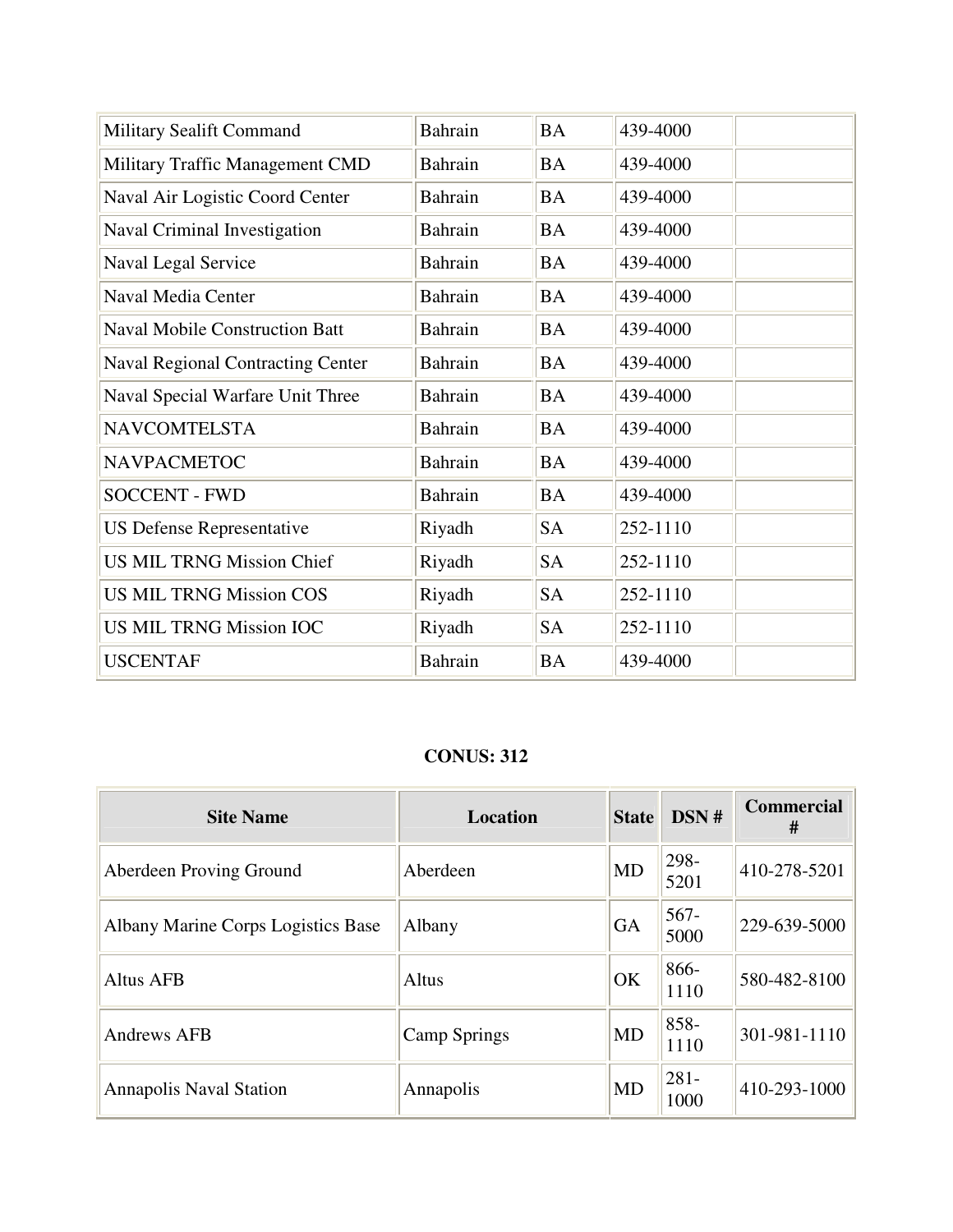| | | | | |
|---|---|---|---|---|
| Military Sealift Command | Bahrain | BA | 439-4000 | |
| Military Traffic Management CMD | Bahrain | BA | 439-4000 | |
| Naval Air Logistic Coord Center | Bahrain | BA | 439-4000 | |
| Naval Criminal Investigation | Bahrain | BA | 439-4000 | |
| Naval Legal Service | Bahrain | BA | 439-4000 | |
| Naval Media Center | Bahrain | BA | 439-4000 | |
| Naval Mobile Construction Batt | Bahrain | BA | 439-4000 | |
| Naval Regional Contracting Center | Bahrain | BA | 439-4000 | |
| Naval Special Warfare Unit Three | Bahrain | BA | 439-4000 | |
| NAVCOMTELSTA | Bahrain | BA | 439-4000 | |
| NAVPACMETOC | Bahrain | BA | 439-4000 | |
| SOCCENT - FWD | Bahrain | BA | 439-4000 | |
| US Defense Representative | Riyadh | SA | 252-1110 | |
| US MIL TRNG Mission Chief | Riyadh | SA | 252-1110 | |
| US MIL TRNG Mission COS | Riyadh | SA | 252-1110 | |
| US MIL TRNG Mission IOC | Riyadh | SA | 252-1110 | |
| USCENTAF | Bahrain | BA | 439-4000 | |

**CONUS: 312**

| Site Name | Location | State | DSN # | Commercial # |
|---|---|---|---|---|
| Aberdeen Proving Ground | Aberdeen | MD | 298-5201 | 410-278-5201 |
| Albany Marine Corps Logistics Base | Albany | GA | 567-5000 | 229-639-5000 |
| Altus AFB | Altus | OK | 866-1110 | 580-482-8100 |
| Andrews AFB | Camp Springs | MD | 858-1110 | 301-981-1110 |
| Annapolis Naval Station | Annapolis | MD | 281-1000 | 410-293-1000 |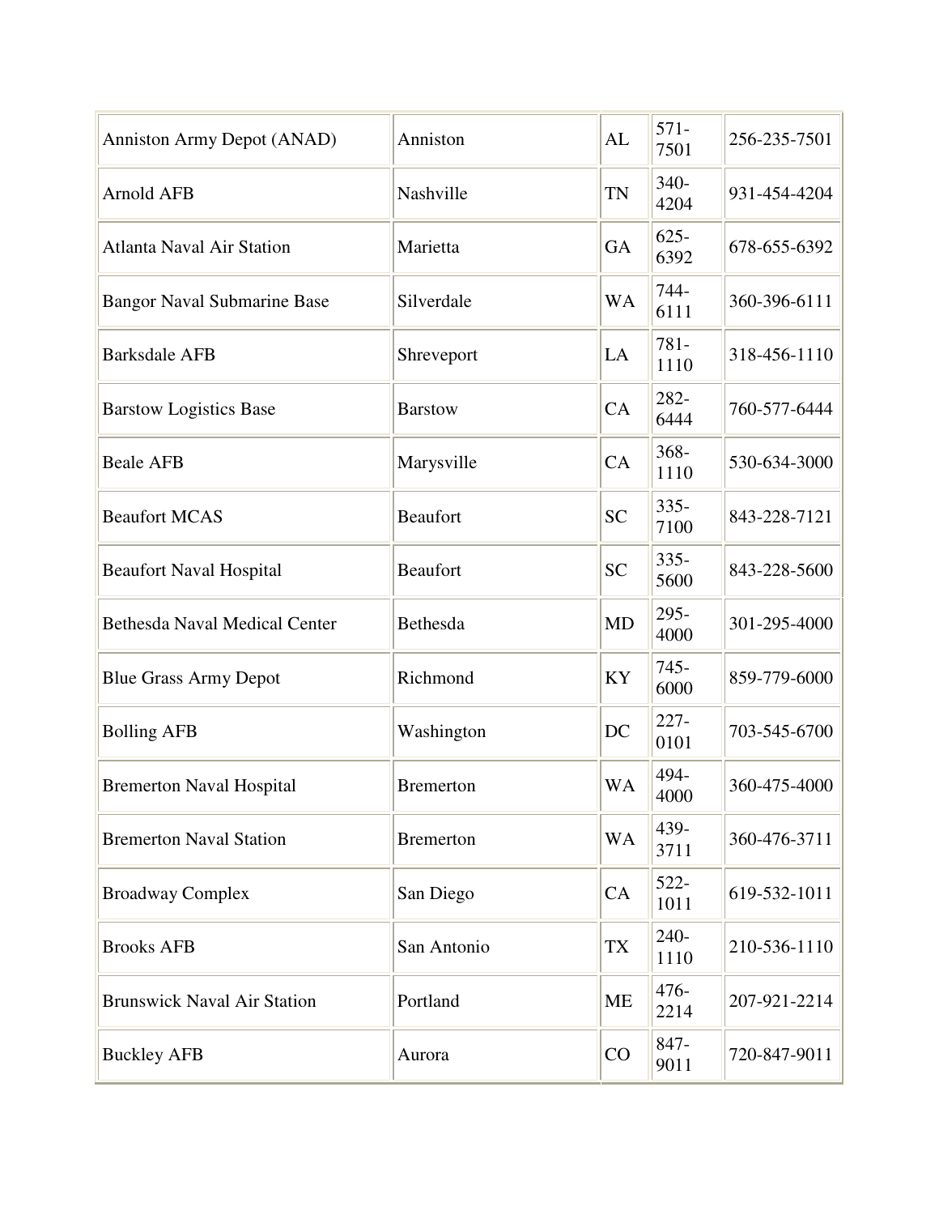| | | | | |
|---|---|---|---|---|
| Anniston Army Depot (ANAD) | Anniston | AL | 571-7501 | 256-235-7501 |
| Arnold AFB | Nashville | TN | 340-4204 | 931-454-4204 |
| Atlanta Naval Air Station | Marietta | GA | 625-6392 | 678-655-6392 |
| Bangor Naval Submarine Base | Silverdale | WA | 744-6111 | 360-396-6111 |
| Barksdale AFB | Shreveport | LA | 781-1110 | 318-456-1110 |
| Barstow Logistics Base | Barstow | CA | 282-6444 | 760-577-6444 |
| Beale AFB | Marysville | CA | 368-1110 | 530-634-3000 |
| Beaufort MCAS | Beaufort | SC | 335-7100 | 843-228-7121 |
| Beaufort Naval Hospital | Beaufort | SC | 335-5600 | 843-228-5600 |
| Bethesda Naval Medical Center | Bethesda | MD | 295-4000 | 301-295-4000 |
| Blue Grass Army Depot | Richmond | KY | 745-6000 | 859-779-6000 |
| Bolling AFB | Washington | DC | 227-0101 | 703-545-6700 |
| Bremerton Naval Hospital | Bremerton | WA | 494-4000 | 360-475-4000 |
| Bremerton Naval Station | Bremerton | WA | 439-3711 | 360-476-3711 |
| Broadway Complex | San Diego | CA | 522-1011 | 619-532-1011 |
| Brooks AFB | San Antonio | TX | 240-1110 | 210-536-1110 |
| Brunswick Naval Air Station | Portland | ME | 476-2214 | 207-921-2214 |
| Buckley AFB | Aurora | CO | 847-9011 | 720-847-9011 |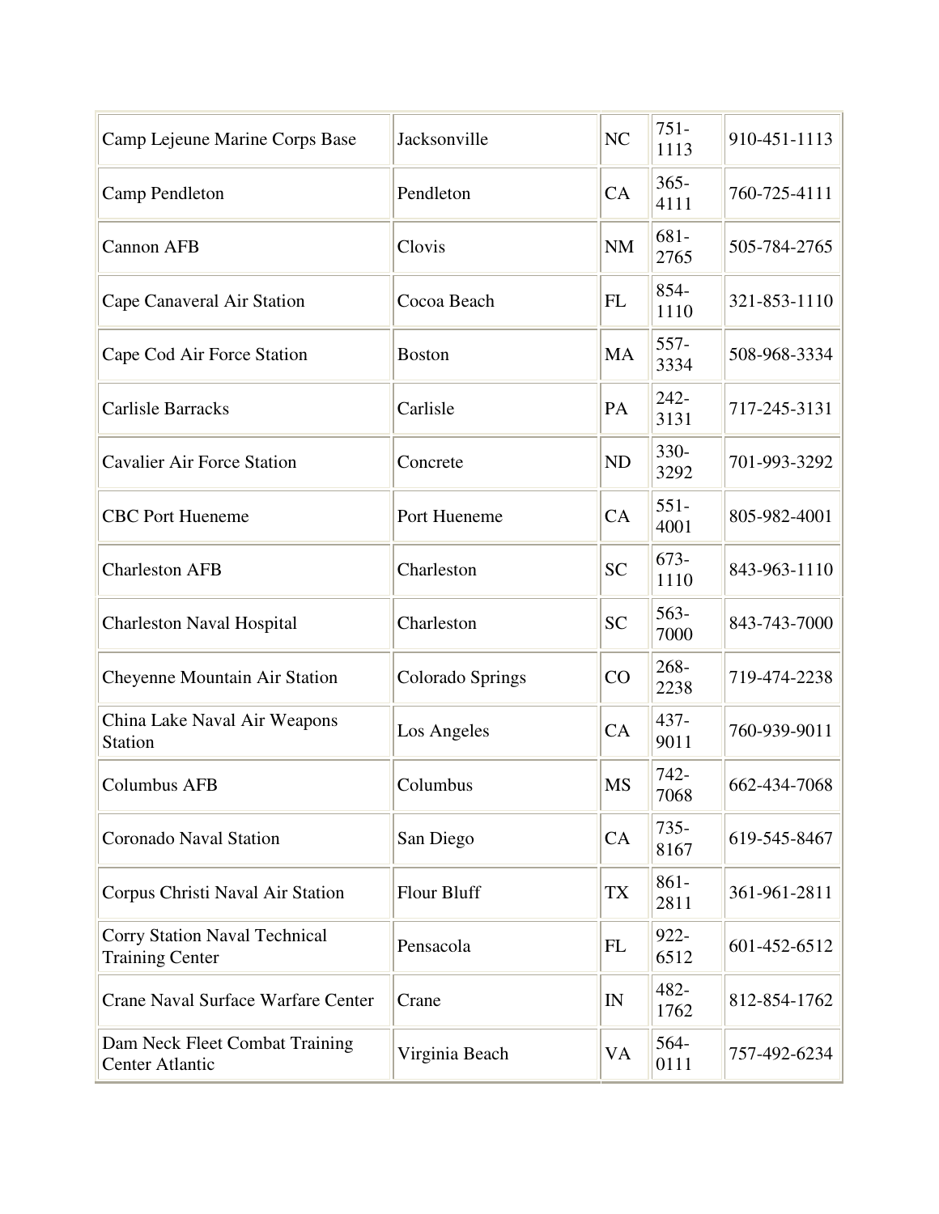| Camp Lejeune Marine Corps Base | Jacksonville | NC | 751-1113 | 910-451-1113 |
|---|---|---|---|---|
| Camp Pendleton | Pendleton | CA | 365-4111 | 760-725-4111 |
| Cannon AFB | Clovis | NM | 681-2765 | 505-784-2765 |
| Cape Canaveral Air Station | Cocoa Beach | FL | 854-1110 | 321-853-1110 |
| Cape Cod Air Force Station | Boston | MA | 557-3334 | 508-968-3334 |
| Carlisle Barracks | Carlisle | PA | 242-3131 | 717-245-3131 |
| Cavalier Air Force Station | Concrete | ND | 330-3292 | 701-993-3292 |
| CBC Port Hueneme | Port Hueneme | CA | 551-4001 | 805-982-4001 |
| Charleston AFB | Charleston | SC | 673-1110 | 843-963-1110 |
| Charleston Naval Hospital | Charleston | SC | 563-7000 | 843-743-7000 |
| Cheyenne Mountain Air Station | Colorado Springs | CO | 268-2238 | 719-474-2238 |
| China Lake Naval Air Weapons Station | Los Angeles | CA | 437-9011 | 760-939-9011 |
| Columbus AFB | Columbus | MS | 742-7068 | 662-434-7068 |
| Coronado Naval Station | San Diego | CA | 735-8167 | 619-545-8467 |
| Corpus Christi Naval Air Station | Flour Bluff | TX | 861-2811 | 361-961-2811 |
| Corry Station Naval Technical Training Center | Pensacola | FL | 922-6512 | 601-452-6512 |
| Crane Naval Surface Warfare Center | Crane | IN | 482-1762 | 812-854-1762 |
| Dam Neck Fleet Combat Training Center Atlantic | Virginia Beach | VA | 564-0111 | 757-492-6234 |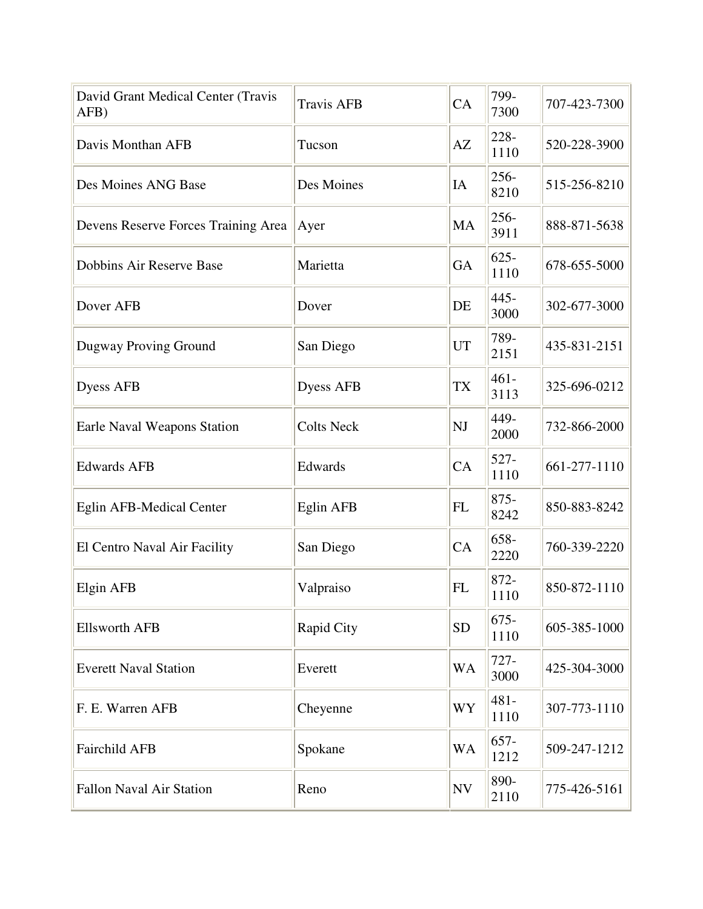| | | | | |
|---|---|---|---|---|
| David Grant Medical Center (Travis AFB) | Travis AFB | CA | 799-7300 | 707-423-7300 |
| Davis Monthan AFB | Tucson | AZ | 228-1110 | 520-228-3900 |
| Des Moines ANG Base | Des Moines | IA | 256-8210 | 515-256-8210 |
| Devens Reserve Forces Training Area | Ayer | MA | 256-3911 | 888-871-5638 |
| Dobbins Air Reserve Base | Marietta | GA | 625-1110 | 678-655-5000 |
| Dover AFB | Dover | DE | 445-3000 | 302-677-3000 |
| Dugway Proving Ground | San Diego | UT | 789-2151 | 435-831-2151 |
| Dyess AFB | Dyess AFB | TX | 461-3113 | 325-696-0212 |
| Earle Naval Weapons Station | Colts Neck | NJ | 449-2000 | 732-866-2000 |
| Edwards AFB | Edwards | CA | 527-1110 | 661-277-1110 |
| Eglin AFB-Medical Center | Eglin AFB | FL | 875-8242 | 850-883-8242 |
| El Centro Naval Air Facility | San Diego | CA | 658-2220 | 760-339-2220 |
| Elgin AFB | Valpraiso | FL | 872-1110 | 850-872-1110 |
| Ellsworth AFB | Rapid City | SD | 675-1110 | 605-385-1000 |
| Everett Naval Station | Everett | WA | 727-3000 | 425-304-3000 |
| F. E. Warren AFB | Cheyenne | WY | 481-1110 | 307-773-1110 |
| Fairchild AFB | Spokane | WA | 657-1212 | 509-247-1212 |
| Fallon Naval Air Station | Reno | NV | 890-2110 | 775-426-5161 |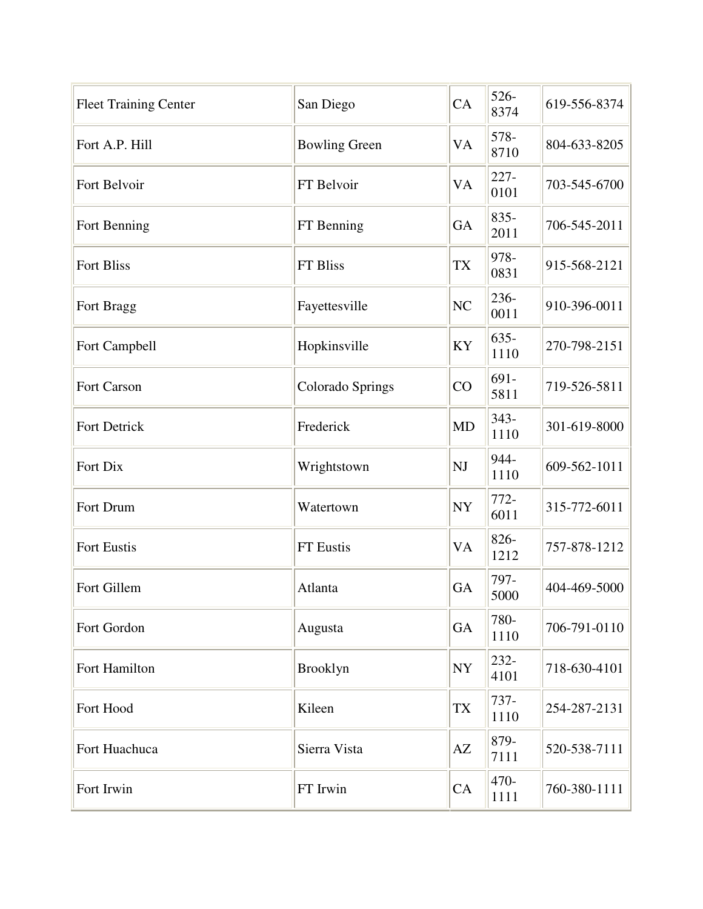| | | | | |
|---|---|---|---|---|
| Fleet Training Center | San Diego | CA | 526-8374 | 619-556-8374 |
| Fort A.P. Hill | Bowling Green | VA | 578-8710 | 804-633-8205 |
| Fort Belvoir | FT Belvoir | VA | 227-0101 | 703-545-6700 |
| Fort Benning | FT Benning | GA | 835-2011 | 706-545-2011 |
| Fort Bliss | FT Bliss | TX | 978-0831 | 915-568-2121 |
| Fort Bragg | Fayettesville | NC | 236-0011 | 910-396-0011 |
| Fort Campbell | Hopkinsville | KY | 635-1110 | 270-798-2151 |
| Fort Carson | Colorado Springs | CO | 691-5811 | 719-526-5811 |
| Fort Detrick | Frederick | MD | 343-1110 | 301-619-8000 |
| Fort Dix | Wrightstown | NJ | 944-1110 | 609-562-1011 |
| Fort Drum | Watertown | NY | 772-6011 | 315-772-6011 |
| Fort Eustis | FT Eustis | VA | 826-1212 | 757-878-1212 |
| Fort Gillem | Atlanta | GA | 797-5000 | 404-469-5000 |
| Fort Gordon | Augusta | GA | 780-1110 | 706-791-0110 |
| Fort Hamilton | Brooklyn | NY | 232-4101 | 718-630-4101 |
| Fort Hood | Kileen | TX | 737-1110 | 254-287-2131 |
| Fort Huachuca | Sierra Vista | AZ | 879-7111 | 520-538-7111 |
| Fort Irwin | FT Irwin | CA | 470-1111 | 760-380-1111 |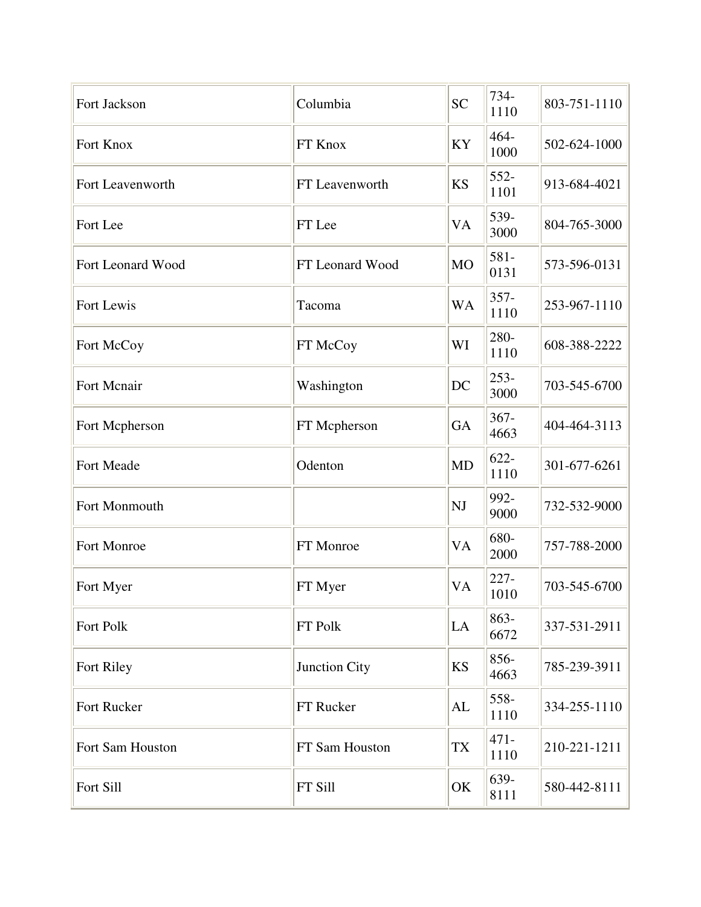| | | | | |
|---|---|---|---|---|
| Fort Jackson | Columbia | SC | 734-1110 | 803-751-1110 |
| Fort Knox | FT Knox | KY | 464-1000 | 502-624-1000 |
| Fort Leavenworth | FT Leavenworth | KS | 552-1101 | 913-684-4021 |
| Fort Lee | FT Lee | VA | 539-3000 | 804-765-3000 |
| Fort Leonard Wood | FT Leonard Wood | MO | 581-0131 | 573-596-0131 |
| Fort Lewis | Tacoma | WA | 357-1110 | 253-967-1110 |
| Fort McCoy | FT McCoy | WI | 280-1110 | 608-388-2222 |
| Fort Mcnair | Washington | DC | 253-3000 | 703-545-6700 |
| Fort Mcpherson | FT Mcpherson | GA | 367-4663 | 404-464-3113 |
| Fort Meade | Odenton | MD | 622-1110 | 301-677-6261 |
| Fort Monmouth | | NJ | 992-9000 | 732-532-9000 |
| Fort Monroe | FT Monroe | VA | 680-2000 | 757-788-2000 |
| Fort Myer | FT Myer | VA | 227-1010 | 703-545-6700 |
| Fort Polk | FT Polk | LA | 863-6672 | 337-531-2911 |
| Fort Riley | Junction City | KS | 856-4663 | 785-239-3911 |
| Fort Rucker | FT Rucker | AL | 558-1110 | 334-255-1110 |
| Fort Sam Houston | FT Sam Houston | TX | 471-1110 | 210-221-1211 |
| Fort Sill | FT Sill | OK | 639-8111 | 580-442-8111 |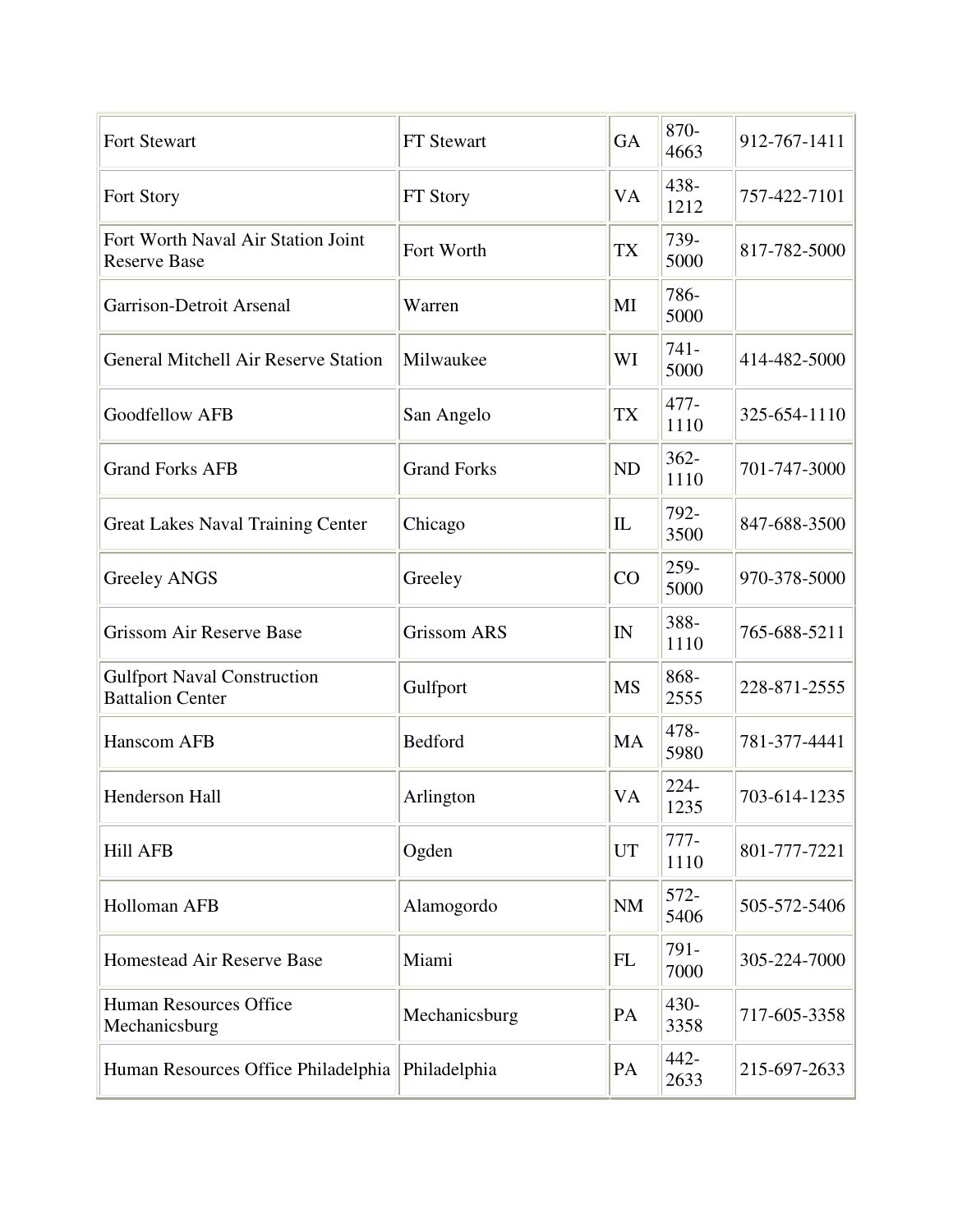| Fort Stewart | FT Stewart | GA | 870-4663 | 912-767-1411 |
|---|---|---|---|---|
| Fort Story | FT Story | VA | 438-1212 | 757-422-7101 |
| Fort Worth Naval Air Station Joint Reserve Base | Fort Worth | TX | 739-5000 | 817-782-5000 |
| Garrison-Detroit Arsenal | Warren | MI | 786-5000 | |
| General Mitchell Air Reserve Station | Milwaukee | WI | 741-5000 | 414-482-5000 |
| Goodfellow AFB | San Angelo | TX | 477-1110 | 325-654-1110 |
| Grand Forks AFB | Grand Forks | ND | 362-1110 | 701-747-3000 |
| Great Lakes Naval Training Center | Chicago | IL | 792-3500 | 847-688-3500 |
| Greeley ANGS | Greeley | CO | 259-5000 | 970-378-5000 |
| Grissom Air Reserve Base | Grissom ARS | IN | 388-1110 | 765-688-5211 |
| Gulfport Naval Construction Battalion Center | Gulfport | MS | 868-2555 | 228-871-2555 |
| Hanscom AFB | Bedford | MA | 478-5980 | 781-377-4441 |
| Henderson Hall | Arlington | VA | 224-1235 | 703-614-1235 |
| Hill AFB | Ogden | UT | 777-1110 | 801-777-7221 |
| Holloman AFB | Alamogordo | NM | 572-5406 | 505-572-5406 |
| Homestead Air Reserve Base | Miami | FL | 791-7000 | 305-224-7000 |
| Human Resources Office Mechanicsburg | Mechanicsburg | PA | 430-3358 | 717-605-3358 |
| Human Resources Office Philadelphia | Philadelphia | PA | 442-2633 | 215-697-2633 |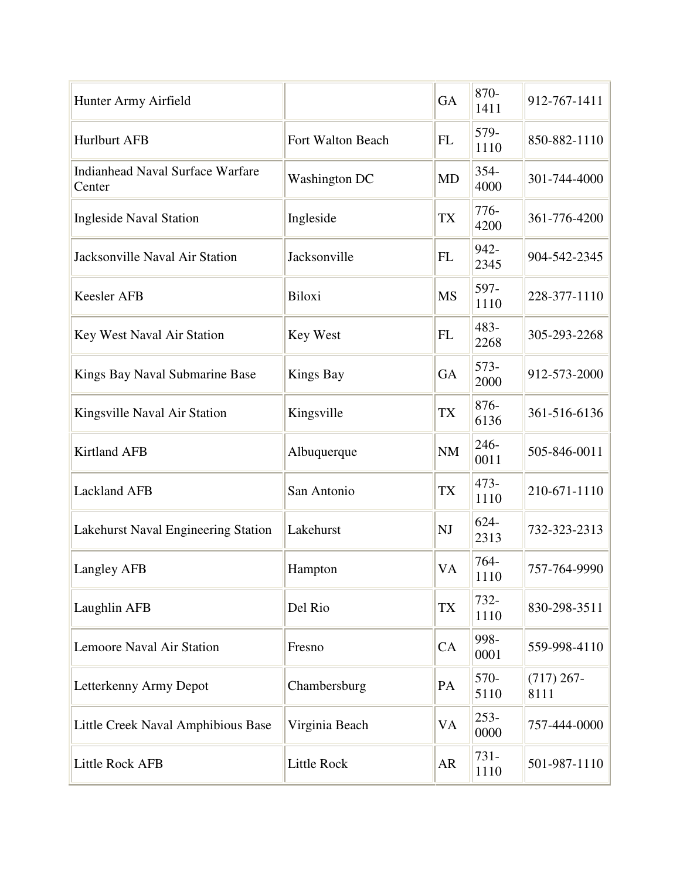| | | | | |
|---|---|---|---|---|
| Hunter Army Airfield | | GA | 870-1411 | 912-767-1411 |
| Hurlburt AFB | Fort Walton Beach | FL | 579-1110 | 850-882-1110 |
| Indianhead Naval Surface Warfare Center | Washington DC | MD | 354-4000 | 301-744-4000 |
| Ingleside Naval Station | Ingleside | TX | 776-4200 | 361-776-4200 |
| Jacksonville Naval Air Station | Jacksonville | FL | 942-2345 | 904-542-2345 |
| Keesler AFB | Biloxi | MS | 597-1110 | 228-377-1110 |
| Key West Naval Air Station | Key West | FL | 483-2268 | 305-293-2268 |
| Kings Bay Naval Submarine Base | Kings Bay | GA | 573-2000 | 912-573-2000 |
| Kingsville Naval Air Station | Kingsville | TX | 876-6136 | 361-516-6136 |
| Kirtland AFB | Albuquerque | NM | 246-0011 | 505-846-0011 |
| Lackland AFB | San Antonio | TX | 473-1110 | 210-671-1110 |
| Lakehurst Naval Engineering Station | Lakehurst | NJ | 624-2313 | 732-323-2313 |
| Langley AFB | Hampton | VA | 764-1110 | 757-764-9990 |
| Laughlin AFB | Del Rio | TX | 732-1110 | 830-298-3511 |
| Lemoore Naval Air Station | Fresno | CA | 998-0001 | 559-998-4110 |
| Letterkenny Army Depot | Chambersburg | PA | 570-5110 | (717) 267-8111 |
| Little Creek Naval Amphibious Base | Virginia Beach | VA | 253-0000 | 757-444-0000 |
| Little Rock AFB | Little Rock | AR | 731-1110 | 501-987-1110 |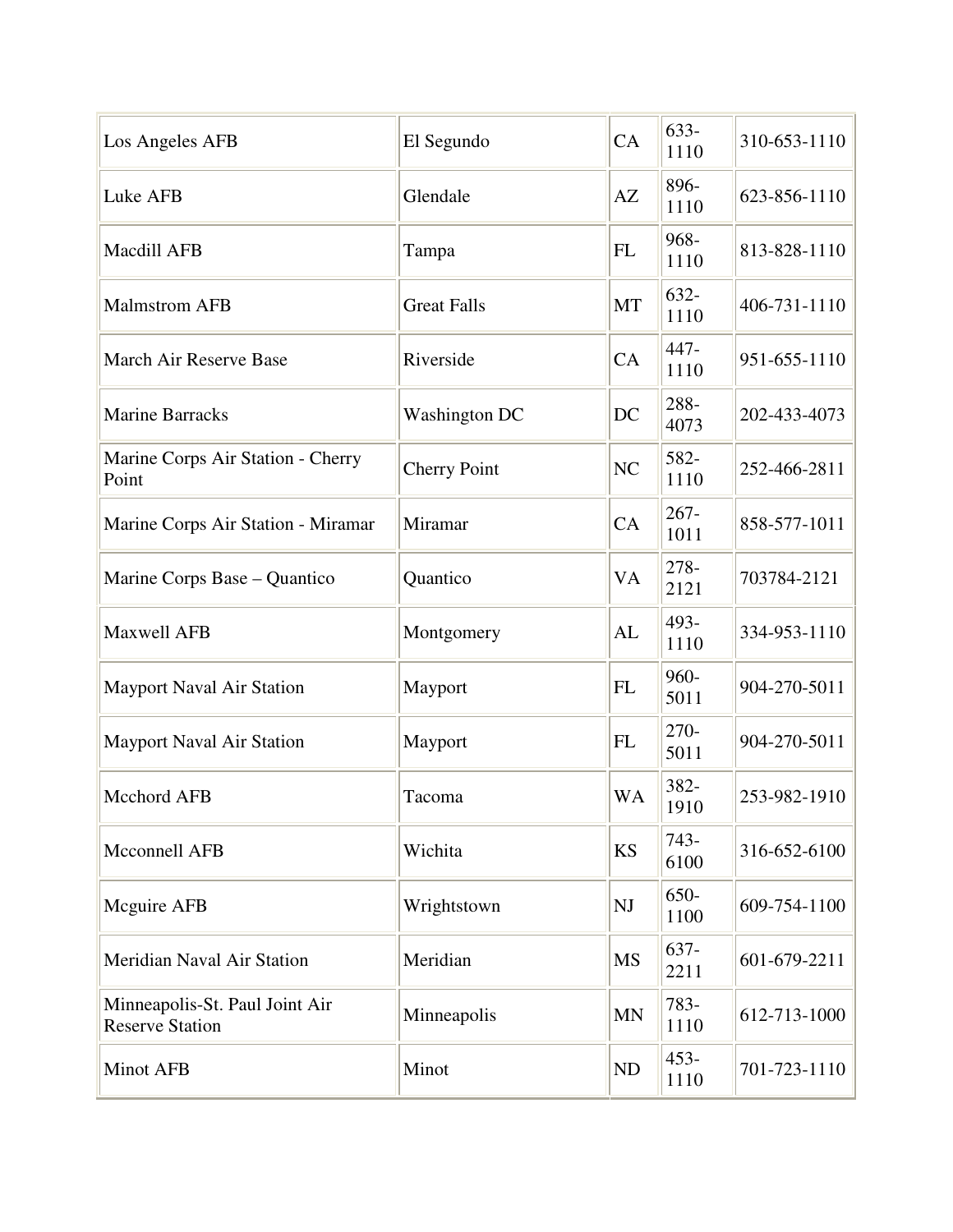| Los Angeles AFB | El Segundo | CA | 633-1110 | 310-653-1110 |
|---|---|---|---|---|
| Luke AFB | Glendale | AZ | 896-1110 | 623-856-1110 |
| Macdill AFB | Tampa | FL | 968-1110 | 813-828-1110 |
| Malmstrom AFB | Great Falls | MT | 632-1110 | 406-731-1110 |
| March Air Reserve Base | Riverside | CA | 447-1110 | 951-655-1110 |
| Marine Barracks | Washington DC | DC | 288-4073 | 202-433-4073 |
| Marine Corps Air Station - Cherry Point | Cherry Point | NC | 582-1110 | 252-466-2811 |
| Marine Corps Air Station - Miramar | Miramar | CA | 267-1011 | 858-577-1011 |
| Marine Corps Base – Quantico | Quantico | VA | 278-2121 | 703784-2121 |
| Maxwell AFB | Montgomery | AL | 493-1110 | 334-953-1110 |
| Mayport Naval Air Station | Mayport | FL | 960-5011 | 904-270-5011 |
| Mayport Naval Air Station | Mayport | FL | 270-5011 | 904-270-5011 |
| Mcchord AFB | Tacoma | WA | 382-1910 | 253-982-1910 |
| Mcconnell AFB | Wichita | KS | 743-6100 | 316-652-6100 |
| Mcguire AFB | Wrightstown | NJ | 650-1100 | 609-754-1100 |
| Meridian Naval Air Station | Meridian | MS | 637-2211 | 601-679-2211 |
| Minneapolis-St. Paul Joint Air Reserve Station | Minneapolis | MN | 783-1110 | 612-713-1000 |
| Minot AFB | Minot | ND | 453-1110 | 701-723-1110 |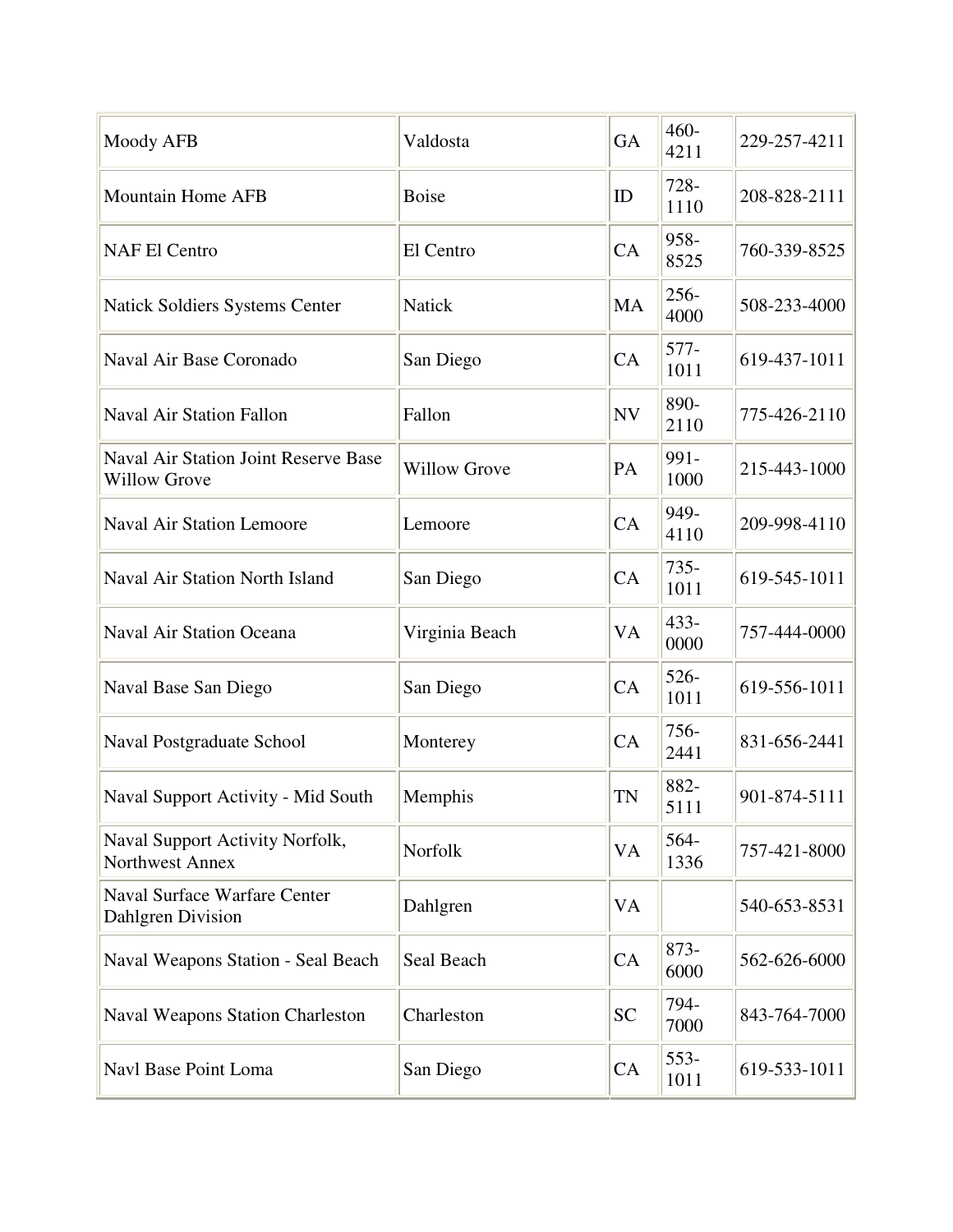| | | | | |
|---|---|---|---|---|
| Moody AFB | Valdosta | GA | 460-4211 | 229-257-4211 |
| Mountain Home AFB | Boise | ID | 728-1110 | 208-828-2111 |
| NAF El Centro | El Centro | CA | 958-8525 | 760-339-8525 |
| Natick Soldiers Systems Center | Natick | MA | 256-4000 | 508-233-4000 |
| Naval Air Base Coronado | San Diego | CA | 577-1011 | 619-437-1011 |
| Naval Air Station Fallon | Fallon | NV | 890-2110 | 775-426-2110 |
| Naval Air Station Joint Reserve Base Willow Grove | Willow Grove | PA | 991-1000 | 215-443-1000 |
| Naval Air Station Lemoore | Lemoore | CA | 949-4110 | 209-998-4110 |
| Naval Air Station North Island | San Diego | CA | 735-1011 | 619-545-1011 |
| Naval Air Station Oceana | Virginia Beach | VA | 433-0000 | 757-444-0000 |
| Naval Base San Diego | San Diego | CA | 526-1011 | 619-556-1011 |
| Naval Postgraduate School | Monterey | CA | 756-2441 | 831-656-2441 |
| Naval Support Activity - Mid South | Memphis | TN | 882-5111 | 901-874-5111 |
| Naval Support Activity Norfolk, Northwest Annex | Norfolk | VA | 564-1336 | 757-421-8000 |
| Naval Surface Warfare Center Dahlgren Division | Dahlgren | VA | | 540-653-8531 |
| Naval Weapons Station - Seal Beach | Seal Beach | CA | 873-6000 | 562-626-6000 |
| Naval Weapons Station Charleston | Charleston | SC | 794-7000 | 843-764-7000 |
| Navl Base Point Loma | San Diego | CA | 553-1011 | 619-533-1011 |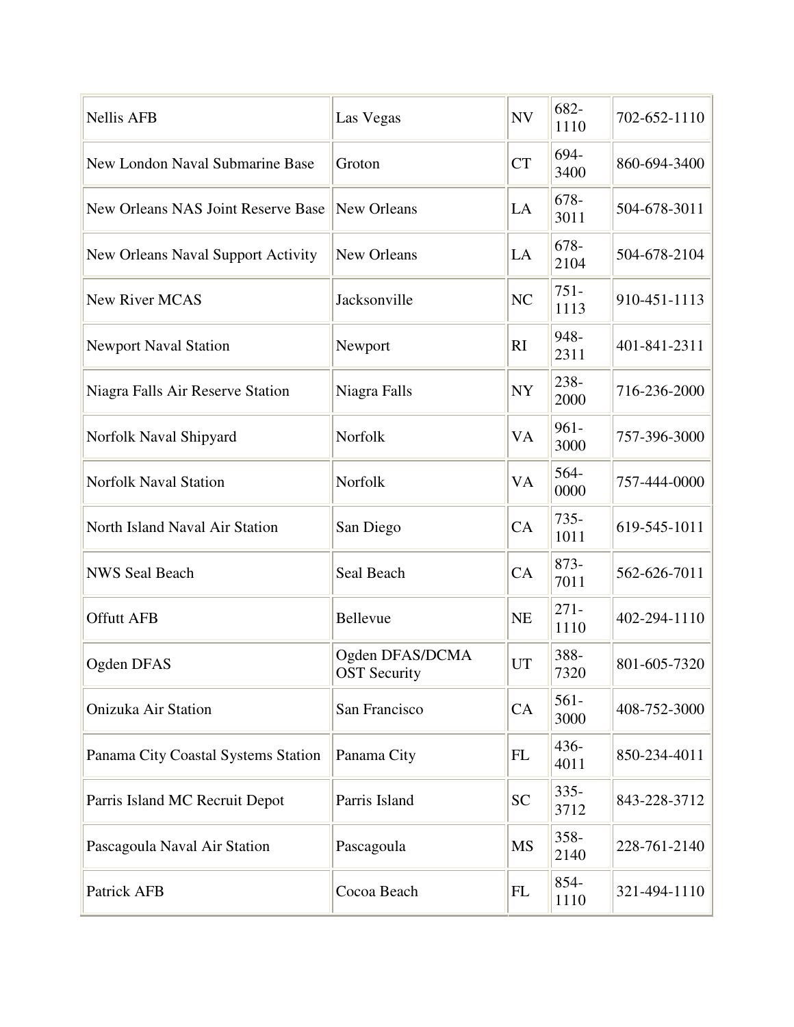| Nellis AFB | Las Vegas | NV | 682-1110 | 702-652-1110 |
|---|---|---|---|---|
| New London Naval Submarine Base | Groton | CT | 694-3400 | 860-694-3400 |
| New Orleans NAS Joint Reserve Base | New Orleans | LA | 678-3011 | 504-678-3011 |
| New Orleans Naval Support Activity | New Orleans | LA | 678-2104 | 504-678-2104 |
| New River MCAS | Jacksonville | NC | 751-1113 | 910-451-1113 |
| Newport Naval Station | Newport | RI | 948-2311 | 401-841-2311 |
| Niagra Falls Air Reserve Station | Niagra Falls | NY | 238-2000 | 716-236-2000 |
| Norfolk Naval Shipyard | Norfolk | VA | 961-3000 | 757-396-3000 |
| Norfolk Naval Station | Norfolk | VA | 564-0000 | 757-444-0000 |
| North Island Naval Air Station | San Diego | CA | 735-1011 | 619-545-1011 |
| NWS Seal Beach | Seal Beach | CA | 873-7011 | 562-626-7011 |
| Offutt AFB | Bellevue | NE | 271-1110 | 402-294-1110 |
| Ogden DFAS | Ogden DFAS/DCMA OST Security | UT | 388-7320 | 801-605-7320 |
| Onizuka Air Station | San Francisco | CA | 561-3000 | 408-752-3000 |
| Panama City Coastal Systems Station | Panama City | FL | 436-4011 | 850-234-4011 |
| Parris Island MC Recruit Depot | Parris Island | SC | 335-3712 | 843-228-3712 |
| Pascagoula Naval Air Station | Pascagoula | MS | 358-2140 | 228-761-2140 |
| Patrick AFB | Cocoa Beach | FL | 854-1110 | 321-494-1110 |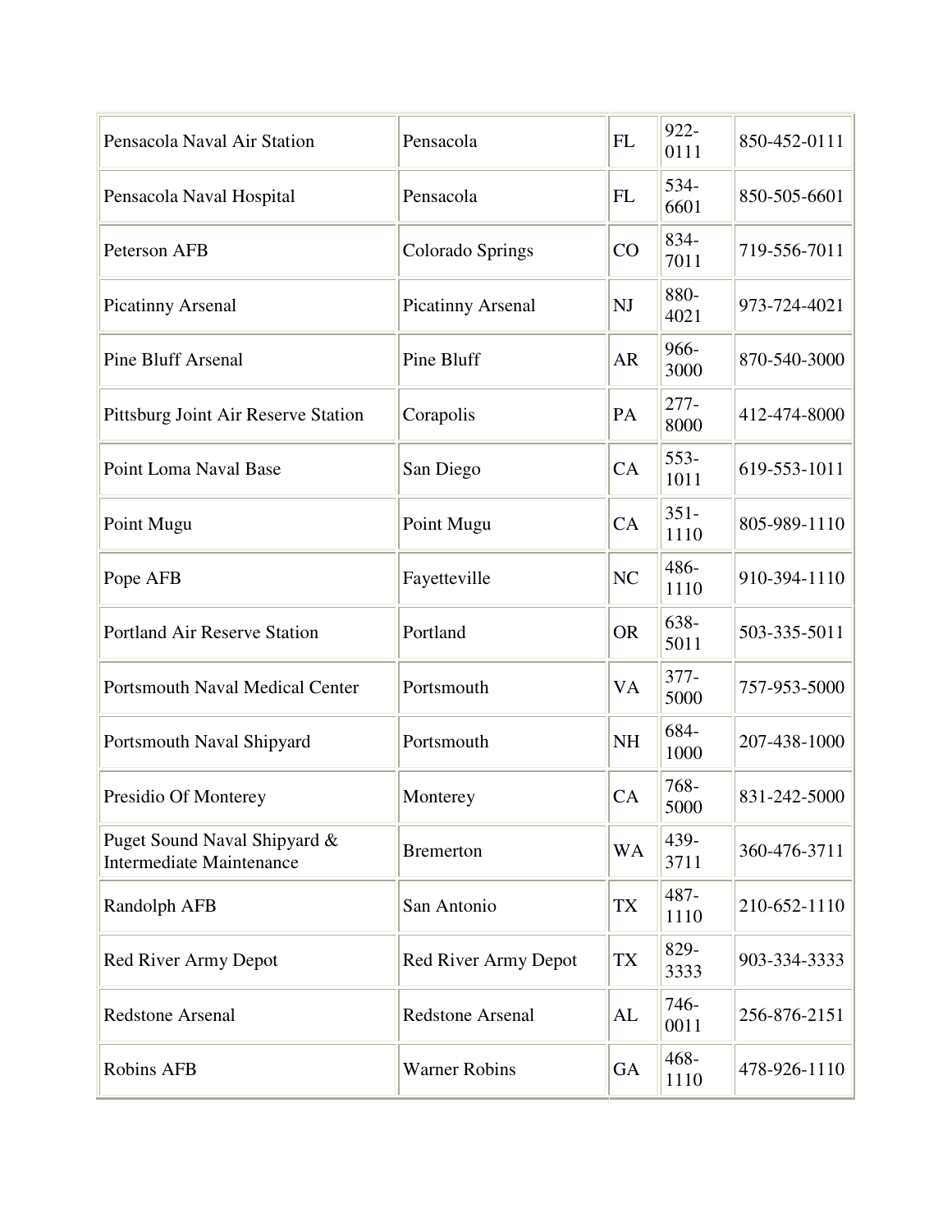| | | | | |
|---|---|---|---|---|
| Pensacola Naval Air Station | Pensacola | FL | 922-0111 | 850-452-0111 |
| Pensacola Naval Hospital | Pensacola | FL | 534-6601 | 850-505-6601 |
| Peterson AFB | Colorado Springs | CO | 834-7011 | 719-556-7011 |
| Picatinny Arsenal | Picatinny Arsenal | NJ | 880-4021 | 973-724-4021 |
| Pine Bluff Arsenal | Pine Bluff | AR | 966-3000 | 870-540-3000 |
| Pittsburg Joint Air Reserve Station | Corapolis | PA | 277-8000 | 412-474-8000 |
| Point Loma Naval Base | San Diego | CA | 553-1011 | 619-553-1011 |
| Point Mugu | Point Mugu | CA | 351-1110 | 805-989-1110 |
| Pope AFB | Fayetteville | NC | 486-1110 | 910-394-1110 |
| Portland Air Reserve Station | Portland | OR | 638-5011 | 503-335-5011 |
| Portsmouth Naval Medical Center | Portsmouth | VA | 377-5000 | 757-953-5000 |
| Portsmouth Naval Shipyard | Portsmouth | NH | 684-1000 | 207-438-1000 |
| Presidio Of Monterey | Monterey | CA | 768-5000 | 831-242-5000 |
| Puget Sound Naval Shipyard & Intermediate Maintenance | Bremerton | WA | 439-3711 | 360-476-3711 |
| Randolph AFB | San Antonio | TX | 487-1110 | 210-652-1110 |
| Red River Army Depot | Red River Army Depot | TX | 829-3333 | 903-334-3333 |
| Redstone Arsenal | Redstone Arsenal | AL | 746-0011 | 256-876-2151 |
| Robins AFB | Warner Robins | GA | 468-1110 | 478-926-1110 |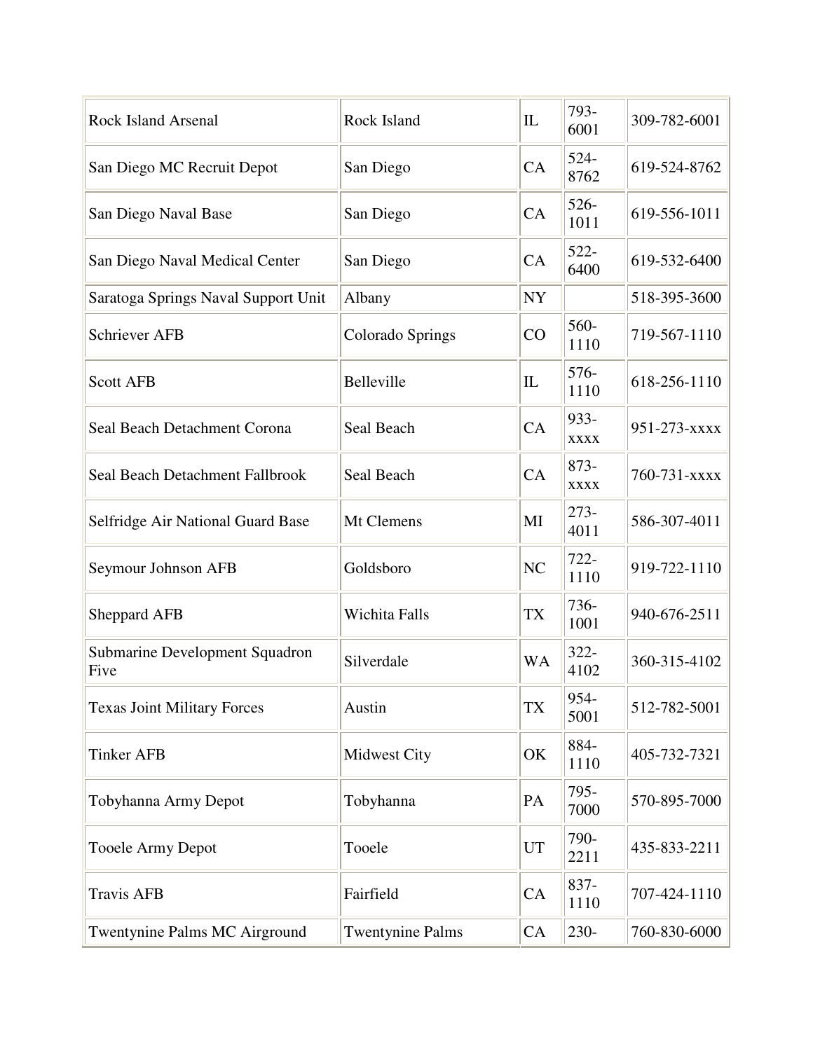| Rock Island Arsenal | Rock Island | IL | 793-6001 | 309-782-6001 |
|---|---|---|---|---|
| San Diego MC Recruit Depot | San Diego | CA | 524-8762 | 619-524-8762 |
| San Diego Naval Base | San Diego | CA | 526-1011 | 619-556-1011 |
| San Diego Naval Medical Center | San Diego | CA | 522-6400 | 619-532-6400 |
| Saratoga Springs Naval Support Unit | Albany | NY | | 518-395-3600 |
| Schriever AFB | Colorado Springs | CO | 560-1110 | 719-567-1110 |
| Scott AFB | Belleville | IL | 576-1110 | 618-256-1110 |
| Seal Beach Detachment Corona | Seal Beach | CA | 933-xxxx | 951-273-xxxx |
| Seal Beach Detachment Fallbrook | Seal Beach | CA | 873-xxxx | 760-731-xxxx |
| Selfridge Air National Guard Base | Mt Clemens | MI | 273-4011 | 586-307-4011 |
| Seymour Johnson AFB | Goldsboro | NC | 722-1110 | 919-722-1110 |
| Sheppard AFB | Wichita Falls | TX | 736-1001 | 940-676-2511 |
| Submarine Development Squadron Five | Silverdale | WA | 322-4102 | 360-315-4102 |
| Texas Joint Military Forces | Austin | TX | 954-5001 | 512-782-5001 |
| Tinker AFB | Midwest City | OK | 884-1110 | 405-732-7321 |
| Tobyhanna Army Depot | Tobyhanna | PA | 795-7000 | 570-895-7000 |
| Tooele Army Depot | Tooele | UT | 790-2211 | 435-833-2211 |
| Travis AFB | Fairfield | CA | 837-1110 | 707-424-1110 |
| Twentynine Palms MC Airground | Twentynine Palms | CA | 230- | 760-830-6000 |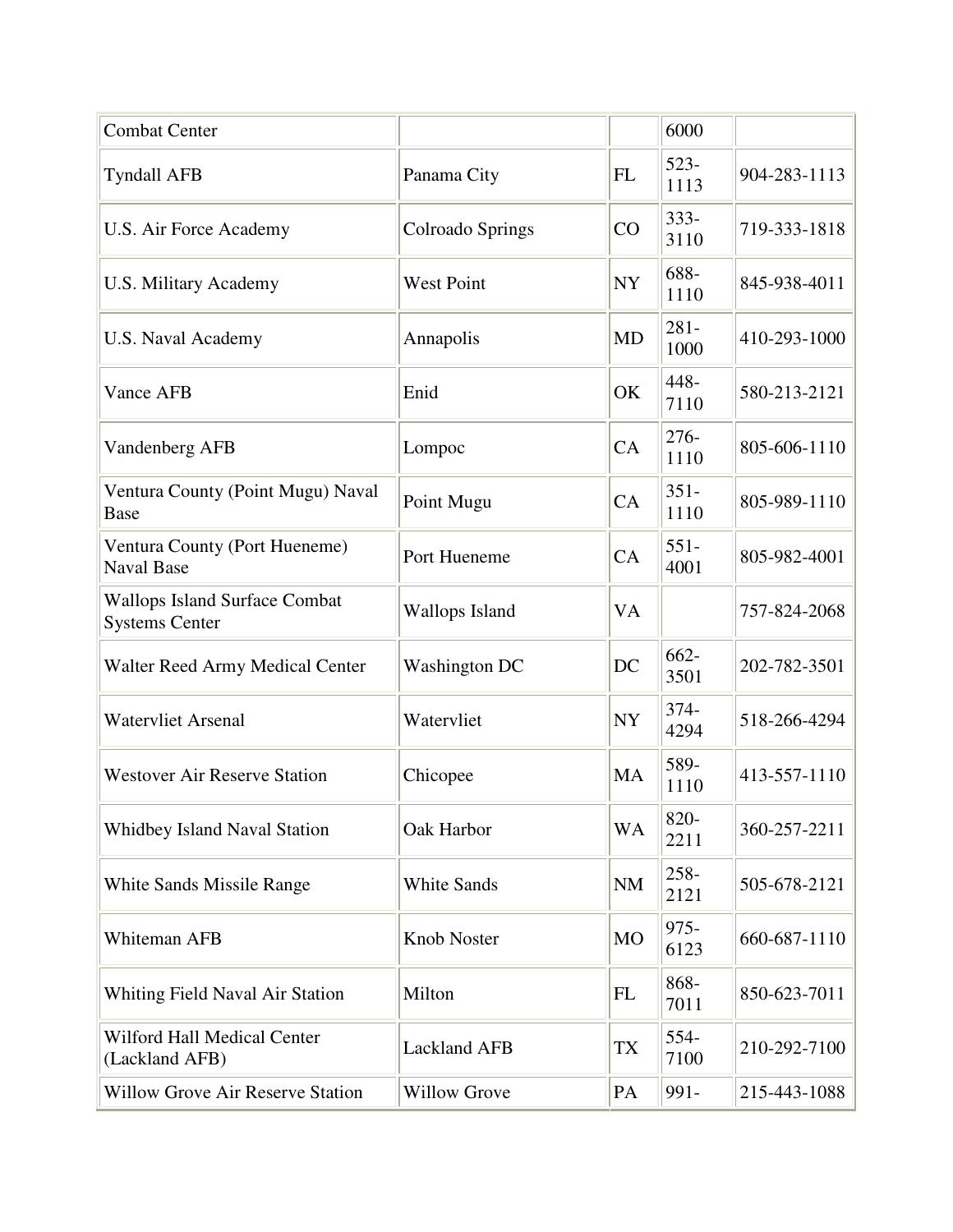| | | | | |
|---|---|---|---|---|
| Combat Center | | | 6000 | |
| Tyndall AFB | Panama City | FL | 523-1113 | 904-283-1113 |
| U.S. Air Force Academy | Colroado Springs | CO | 333-3110 | 719-333-1818 |
| U.S. Military Academy | West Point | NY | 688-1110 | 845-938-4011 |
| U.S. Naval Academy | Annapolis | MD | 281-1000 | 410-293-1000 |
| Vance AFB | Enid | OK | 448-7110 | 580-213-2121 |
| Vandenberg AFB | Lompoc | CA | 276-1110 | 805-606-1110 |
| Ventura County (Point Mugu) Naval Base | Point Mugu | CA | 351-1110 | 805-989-1110 |
| Ventura County (Port Hueneme) Naval Base | Port Hueneme | CA | 551-4001 | 805-982-4001 |
| Wallops Island Surface Combat Systems Center | Wallops Island | VA | | 757-824-2068 |
| Walter Reed Army Medical Center | Washington DC | DC | 662-3501 | 202-782-3501 |
| Watervliet Arsenal | Watervliet | NY | 374-4294 | 518-266-4294 |
| Westover Air Reserve Station | Chicopee | MA | 589-1110 | 413-557-1110 |
| Whidbey Island Naval Station | Oak Harbor | WA | 820-2211 | 360-257-2211 |
| White Sands Missile Range | White Sands | NM | 258-2121 | 505-678-2121 |
| Whiteman AFB | Knob Noster | MO | 975-6123 | 660-687-1110 |
| Whiting Field Naval Air Station | Milton | FL | 868-7011 | 850-623-7011 |
| Wilford Hall Medical Center (Lackland AFB) | Lackland AFB | TX | 554-7100 | 210-292-7100 |
| Willow Grove Air Reserve Station | Willow Grove | PA | 991- | 215-443-1088 |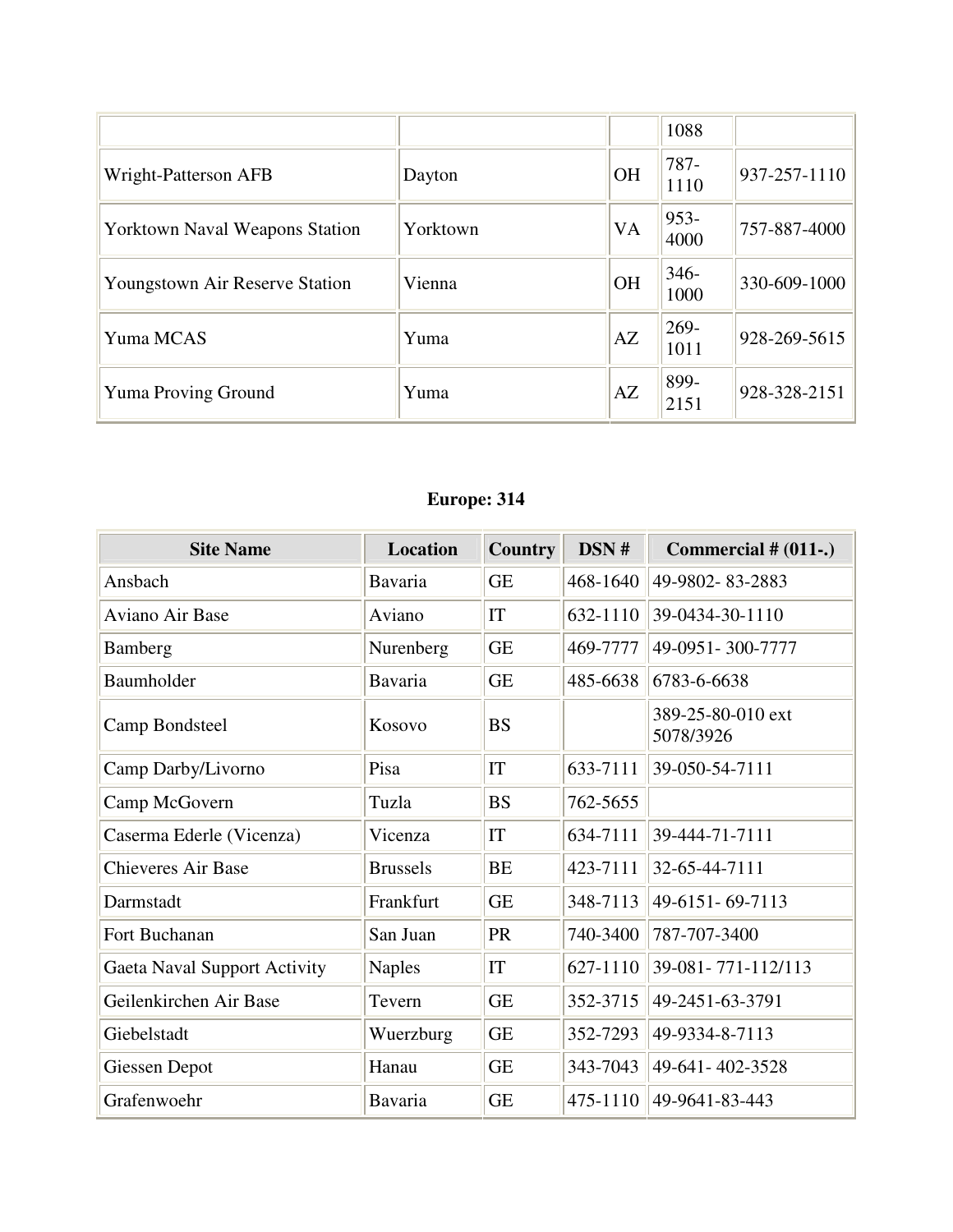| | | | | |
|---|---|---|---|---|
| | | | 1088 | |
| Wright-Patterson AFB | Dayton | OH | 787-1110 | 937-257-1110 |
| Yorktown Naval Weapons Station | Yorktown | VA | 953-4000 | 757-887-4000 |
| Youngstown Air Reserve Station | Vienna | OH | 346-1000 | 330-609-1000 |
| Yuma MCAS | Yuma | AZ | 269-1011 | 928-269-5615 |
| Yuma Proving Ground | Yuma | AZ | 899-2151 | 928-328-2151 |

## Europe: 314

| Site Name | Location | Country | DSN # | Commercial # (011-.) |
|---|---|---|---|---|
| Ansbach | Bavaria | GE | 468-1640 | 49-9802- 83-2883 |
| Aviano Air Base | Aviano | IT | 632-1110 | 39-0434-30-1110 |
| Bamberg | Nurenberg | GE | 469-7777 | 49-0951- 300-7777 |
| Baumholder | Bavaria | GE | 485-6638 | 6783-6-6638 |
| Camp Bondsteel | Kosovo | BS | | 389-25-80-010 ext 5078/3926 |
| Camp Darby/Livorno | Pisa | IT | 633-7111 | 39-050-54-7111 |
| Camp McGovern | Tuzla | BS | 762-5655 | |
| Caserma Ederle (Vicenza) | Vicenza | IT | 634-7111 | 39-444-71-7111 |
| Chieveres Air Base | Brussels | BE | 423-7111 | 32-65-44-7111 |
| Darmstadt | Frankfurt | GE | 348-7113 | 49-6151- 69-7113 |
| Fort Buchanan | San Juan | PR | 740-3400 | 787-707-3400 |
| Gaeta Naval Support Activity | Naples | IT | 627-1110 | 39-081- 771-112/113 |
| Geilenkirchen Air Base | Tevern | GE | 352-3715 | 49-2451-63-3791 |
| Giebelstadt | Wuerzburg | GE | 352-7293 | 49-9334-8-7113 |
| Giessen Depot | Hanau | GE | 343-7043 | 49-641- 402-3528 |
| Grafenwoehr | Bavaria | GE | 475-1110 | 49-9641-83-443 |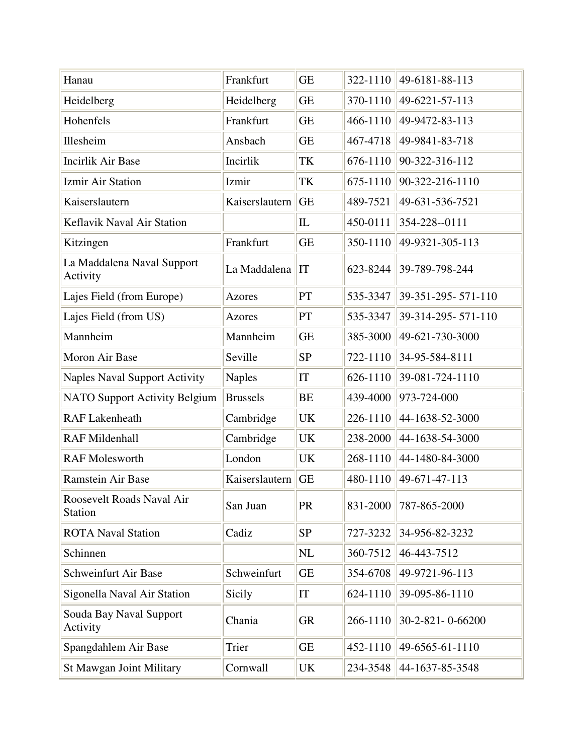| Hanau | Frankfurt | GE | 322-1110 | 49-6181-88-113 |
|---|---|---|---|---|
| Heidelberg | Heidelberg | GE | 370-1110 | 49-6221-57-113 |
| Hohenfels | Frankfurt | GE | 466-1110 | 49-9472-83-113 |
| Illesheim | Ansbach | GE | 467-4718 | 49-9841-83-718 |
| Incirlik Air Base | Incirlik | TK | 676-1110 | 90-322-316-112 |
| Izmir Air Station | Izmir | TK | 675-1110 | 90-322-216-1110 |
| Kaiserslautern | Kaiserslautern | GE | 489-7521 | 49-631-536-7521 |
| Keflavik Naval Air Station | | IL | 450-0111 | 354-228--0111 |
| Kitzingen | Frankfurt | GE | 350-1110 | 49-9321-305-113 |
| La Maddalena Naval Support Activity | La Maddalena | IT | 623-8244 | 39-789-798-244 |
| Lajes Field (from Europe) | Azores | PT | 535-3347 | 39-351-295- 571-110 |
| Lajes Field (from US) | Azores | PT | 535-3347 | 39-314-295- 571-110 |
| Mannheim | Mannheim | GE | 385-3000 | 49-621-730-3000 |
| Moron Air Base | Seville | SP | 722-1110 | 34-95-584-8111 |
| Naples Naval Support Activity | Naples | IT | 626-1110 | 39-081-724-1110 |
| NATO Support Activity Belgium | Brussels | BE | 439-4000 | 973-724-000 |
| RAF Lakenheath | Cambridge | UK | 226-1110 | 44-1638-52-3000 |
| RAF Mildenhall | Cambridge | UK | 238-2000 | 44-1638-54-3000 |
| RAF Molesworth | London | UK | 268-1110 | 44-1480-84-3000 |
| Ramstein Air Base | Kaiserslautern | GE | 480-1110 | 49-671-47-113 |
| Roosevelt Roads Naval Air Station | San Juan | PR | 831-2000 | 787-865-2000 |
| ROTA Naval Station | Cadiz | SP | 727-3232 | 34-956-82-3232 |
| Schinnen | | NL | 360-7512 | 46-443-7512 |
| Schweinfurt Air Base | Schweinfurt | GE | 354-6708 | 49-9721-96-113 |
| Sigonella Naval Air Station | Sicily | IT | 624-1110 | 39-095-86-1110 |
| Souda Bay Naval Support Activity | Chania | GR | 266-1110 | 30-2-821- 0-66200 |
| Spangdahlem Air Base | Trier | GE | 452-1110 | 49-6565-61-1110 |
| St Mawgan Joint Military | Cornwall | UK | 234-3548 | 44-1637-85-3548 |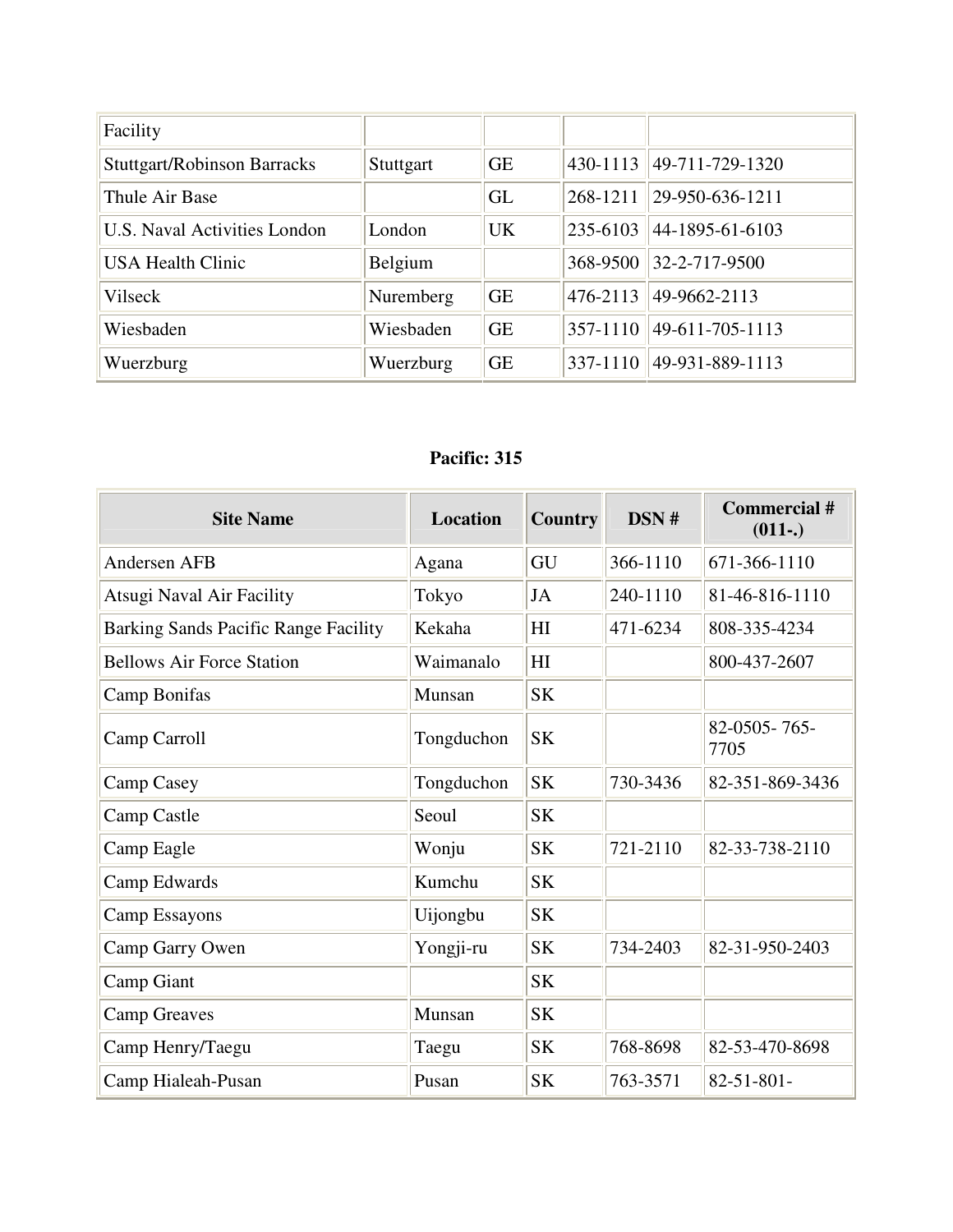| Facility | | | | |
|---|---|---|---|---|
| Stuttgart/Robinson Barracks | Stuttgart | GE | 430-1113 | 49-711-729-1320 |
| Thule Air Base | | GL | 268-1211 | 29-950-636-1211 |
| U.S. Naval Activities London | London | UK | 235-6103 | 44-1895-61-6103 |
| USA Health Clinic | Belgium | | 368-9500 | 32-2-717-9500 |
| Vilseck | Nuremberg | GE | 476-2113 | 49-9662-2113 |
| Wiesbaden | Wiesbaden | GE | 357-1110 | 49-611-705-1113 |
| Wuerzburg | Wuerzburg | GE | 337-1110 | 49-931-889-1113 |

**Pacific: 315**

| Site Name | Location | Country | DSN # | Commercial # (011-.) |
|---|---|---|---|---|
| Andersen AFB | Agana | GU | 366-1110 | 671-366-1110 |
| Atsugi Naval Air Facility | Tokyo | JA | 240-1110 | 81-46-816-1110 |
| Barking Sands Pacific Range Facility | Kekaha | HI | 471-6234 | 808-335-4234 |
| Bellows Air Force Station | Waimanalo | HI | | 800-437-2607 |
| Camp Bonifas | Munsan | SK | | |
| Camp Carroll | Tongduchon | SK | | 82-0505- 765-7705 |
| Camp Casey | Tongduchon | SK | 730-3436 | 82-351-869-3436 |
| Camp Castle | Seoul | SK | | |
| Camp Eagle | Wonju | SK | 721-2110 | 82-33-738-2110 |
| Camp Edwards | Kumchu | SK | | |
| Camp Essayons | Uijongbu | SK | | |
| Camp Garry Owen | Yongji-ru | SK | 734-2403 | 82-31-950-2403 |
| Camp Giant | | SK | | |
| Camp Greaves | Munsan | SK | | |
| Camp Henry/Taegu | Taegu | SK | 768-8698 | 82-53-470-8698 |
| Camp Hialeah-Pusan | Pusan | SK | 763-3571 | 82-51-801- |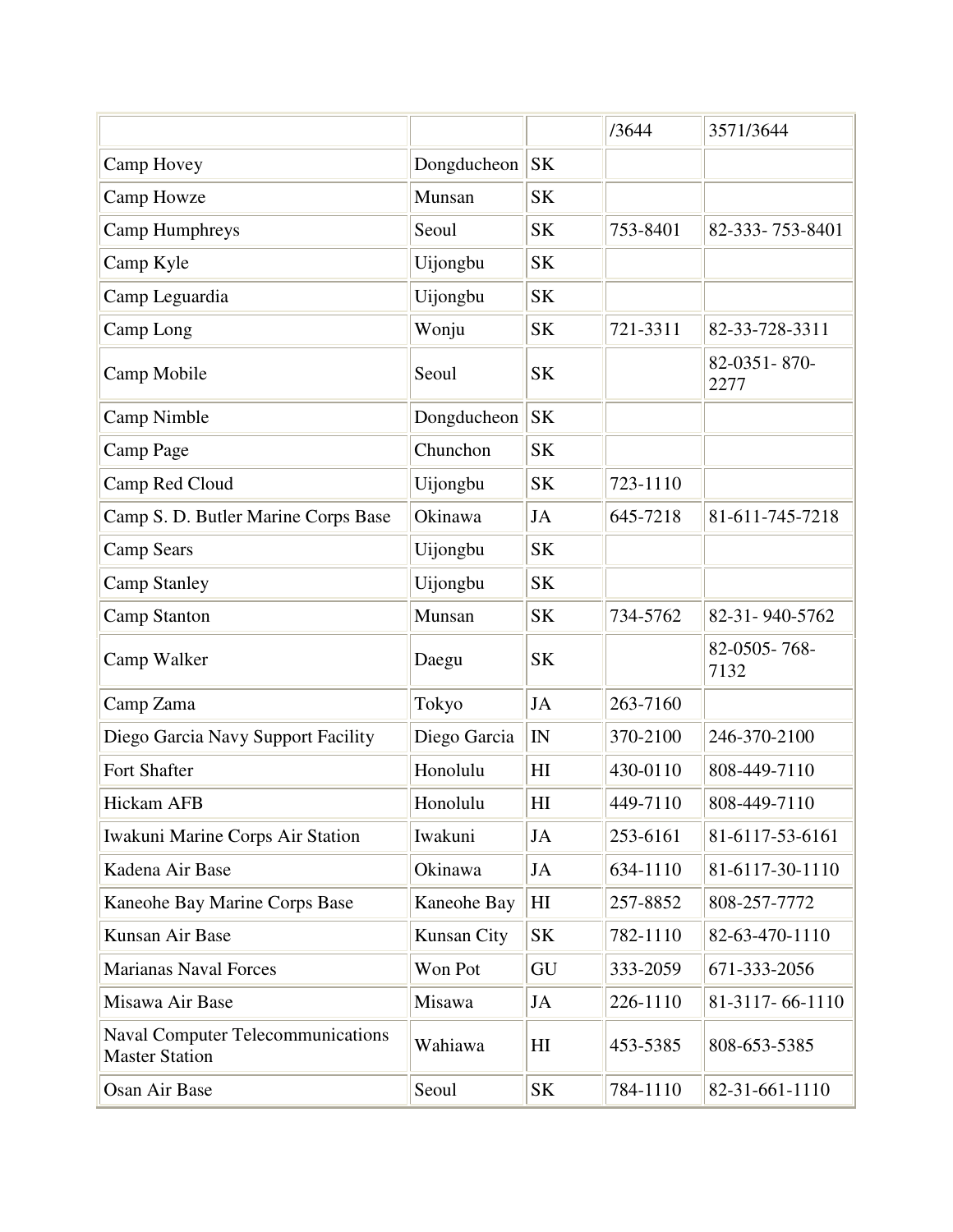| | | | /3644 | 3571/3644 |
|---|---|---|---|---|
| Camp Hovey | Dongducheon | SK | | |
| Camp Howze | Munsan | SK | | |
| Camp Humphreys | Seoul | SK | 753-8401 | 82-333- 753-8401 |
| Camp Kyle | Uijongbu | SK | | |
| Camp Leguardia | Uijongbu | SK | | |
| Camp Long | Wonju | SK | 721-3311 | 82-33-728-3311 |
| Camp Mobile | Seoul | SK | | 82-0351- 870-2277 |
| Camp Nimble | Dongducheon | SK | | |
| Camp Page | Chunchon | SK | | |
| Camp Red Cloud | Uijongbu | SK | 723-1110 | |
| Camp S. D. Butler Marine Corps Base | Okinawa | JA | 645-7218 | 81-611-745-7218 |
| Camp Sears | Uijongbu | SK | | |
| Camp Stanley | Uijongbu | SK | | |
| Camp Stanton | Munsan | SK | 734-5762 | 82-31- 940-5762 |
| Camp Walker | Daegu | SK | | 82-0505- 768-7132 |
| Camp Zama | Tokyo | JA | 263-7160 | |
| Diego Garcia Navy Support Facility | Diego Garcia | IN | 370-2100 | 246-370-2100 |
| Fort Shafter | Honolulu | HI | 430-0110 | 808-449-7110 |
| Hickam AFB | Honolulu | HI | 449-7110 | 808-449-7110 |
| Iwakuni Marine Corps Air Station | Iwakuni | JA | 253-6161 | 81-6117-53-6161 |
| Kadena Air Base | Okinawa | JA | 634-1110 | 81-6117-30-1110 |
| Kaneohe Bay Marine Corps Base | Kaneohe Bay | HI | 257-8852 | 808-257-7772 |
| Kunsan Air Base | Kunsan City | SK | 782-1110 | 82-63-470-1110 |
| Marianas Naval Forces | Won Pot | GU | 333-2059 | 671-333-2056 |
| Misawa Air Base | Misawa | JA | 226-1110 | 81-3117- 66-1110 |
| Naval Computer Telecommunications Master Station | Wahiawa | HI | 453-5385 | 808-653-5385 |
| Osan Air Base | Seoul | SK | 784-1110 | 82-31-661-1110 |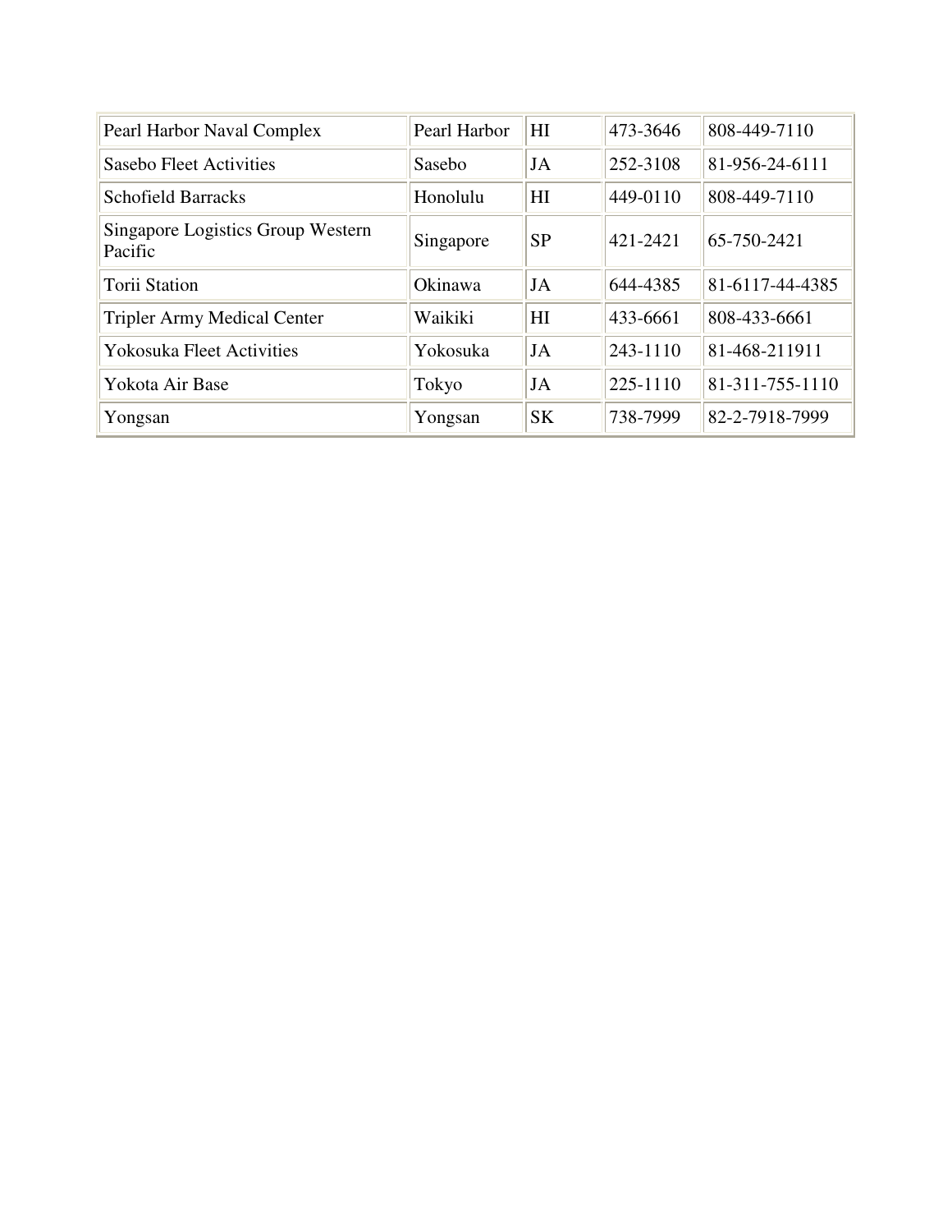| | | | | |
|---|---|---|---|---|
| Pearl Harbor Naval Complex | Pearl Harbor | HI | 473-3646 | 808-449-7110 |
| Sasebo Fleet Activities | Sasebo | JA | 252-3108 | 81-956-24-6111 |
| Schofield Barracks | Honolulu | HI | 449-0110 | 808-449-7110 |
| Singapore Logistics Group Western Pacific | Singapore | SP | 421-2421 | 65-750-2421 |
| Torii Station | Okinawa | JA | 644-4385 | 81-6117-44-4385 |
| Tripler Army Medical Center | Waikiki | HI | 433-6661 | 808-433-6661 |
| Yokosuka Fleet Activities | Yokosuka | JA | 243-1110 | 81-468-211911 |
| Yokota Air Base | Tokyo | JA | 225-1110 | 81-311-755-1110 |
| Yongsan | Yongsan | SK | 738-7999 | 82-2-7918-7999 |